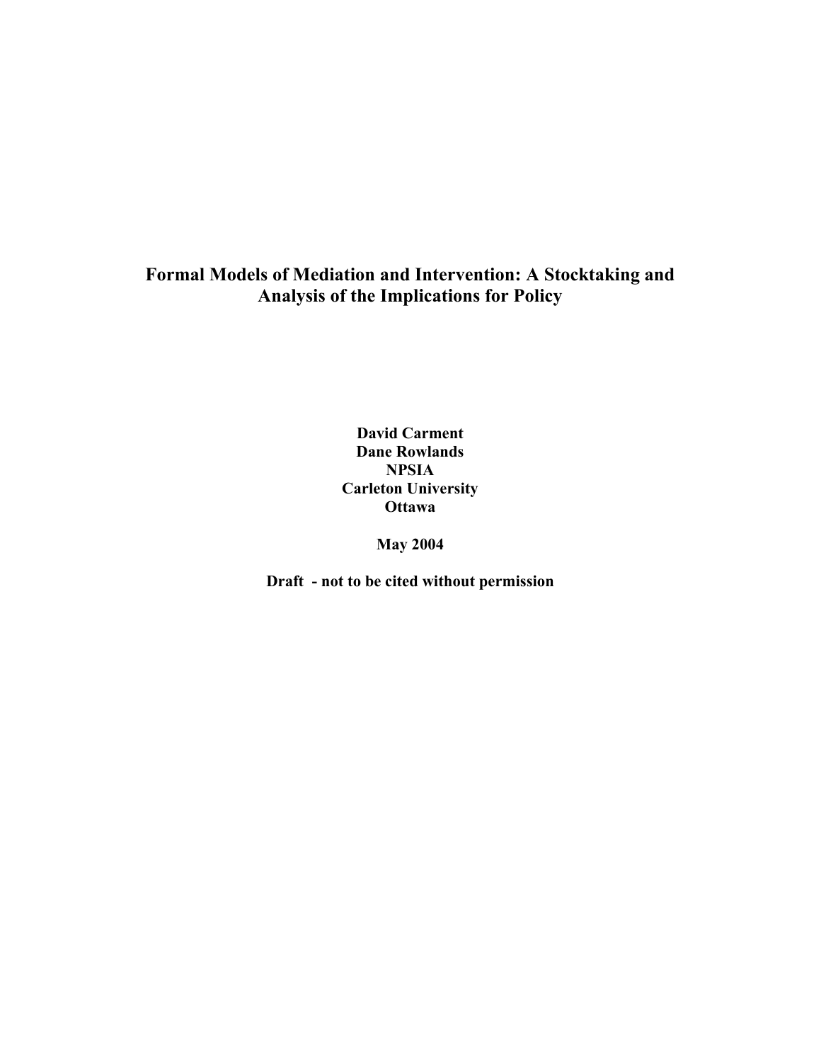# Formal Models of Mediation and Intervention: A Stocktaking and Analysis of the Implications for Policy

**David Carment**
**Dane Rowlands**
**NPSIA**
**Carleton University**
**Ottawa**

**May 2004**

**Draft - not to be cited without permission**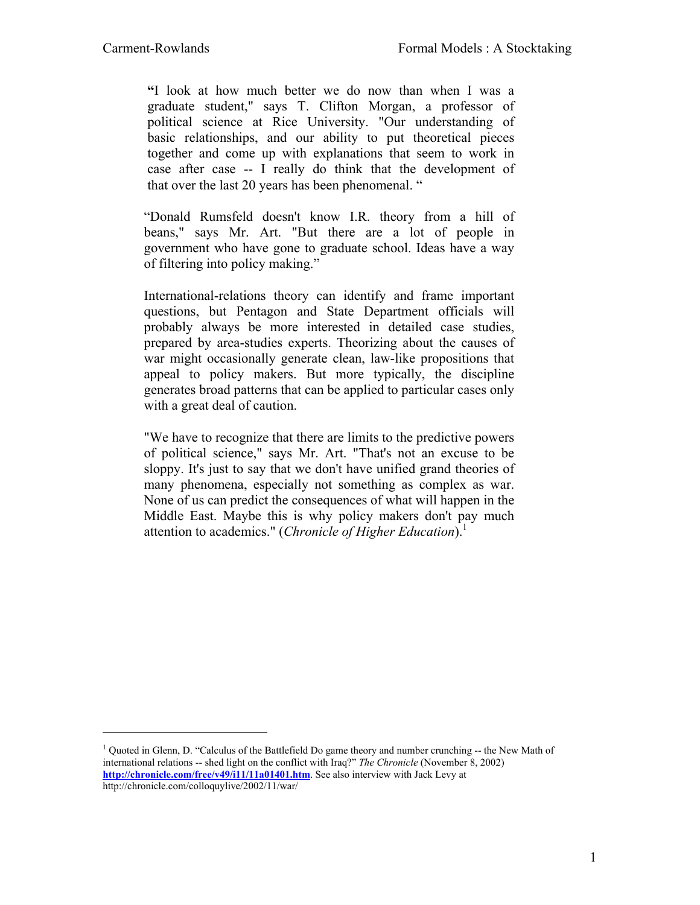> "I look at how much better we do now than when I was a graduate student," says T. Clifton Morgan, a professor of political science at Rice University. "Our understanding of basic relationships, and our ability to put theoretical pieces together and come up with explanations that seem to work in case after case -- I really do think that the development of that over the last 20 years has been phenomenal. "

> "Donald Rumsfeld doesn't know I.R. theory from a hill of beans," says Mr. Art. "But there are a lot of people in government who have gone to graduate school. Ideas have a way of filtering into policy making."
>
> International-relations theory can identify and frame important questions, but Pentagon and State Department officials will probably always be more interested in detailed case studies, prepared by area-studies experts. Theorizing about the causes of war might occasionally generate clean, law-like propositions that appeal to policy makers. But more typically, the discipline generates broad patterns that can be applied to particular cases only with a great deal of caution.
>
> "We have to recognize that there are limits to the predictive powers of political science," says Mr. Art. "That's not an excuse to be sloppy. It's just to say that we don't have unified grand theories of many phenomena, especially not something as complex as war. None of us can predict the consequences of what will happen in the Middle East. Maybe this is why policy makers don't pay much attention to academics." (*Chronicle of Higher Education*).[1]

---

[1] Quoted in Glenn, D. "Calculus of the Battlefield Do game theory and number crunching -- the New Math of international relations -- shed light on the conflict with Iraq?" *The Chronicle* (November 8, 2002) **http://chronicle.com/free/v49/i11/11a01401.htm**. See also interview with Jack Levy at http://chronicle.com/colloquylive/2002/11/war/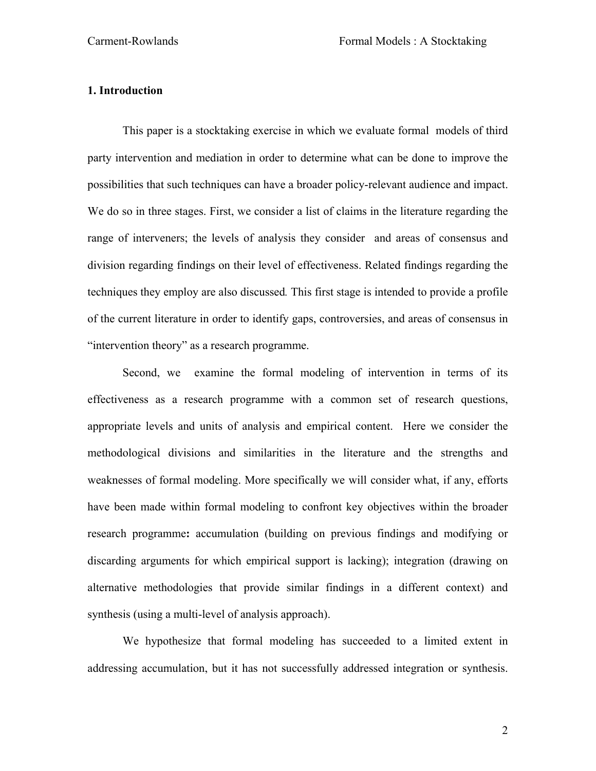**1. Introduction**

This paper is a stocktaking exercise in which we evaluate formal models of third party intervention and mediation in order to determine what can be done to improve the possibilities that such techniques can have a broader policy-relevant audience and impact. We do so in three stages. First, we consider a list of claims in the literature regarding the range of interveners; the levels of analysis they consider and areas of consensus and division regarding findings on their level of effectiveness. Related findings regarding the techniques they employ are also discussed. This first stage is intended to provide a profile of the current literature in order to identify gaps, controversies, and areas of consensus in "intervention theory" as a research programme.

Second, we examine the formal modeling of intervention in terms of its effectiveness as a research programme with a common set of research questions, appropriate levels and units of analysis and empirical content. Here we consider the methodological divisions and similarities in the literature and the strengths and weaknesses of formal modeling. More specifically we will consider what, if any, efforts have been made within formal modeling to confront key objectives within the broader research programme**:** accumulation (building on previous findings and modifying or discarding arguments for which empirical support is lacking); integration (drawing on alternative methodologies that provide similar findings in a different context) and synthesis (using a multi-level of analysis approach).

We hypothesize that formal modeling has succeeded to a limited extent in addressing accumulation, but it has not successfully addressed integration or synthesis.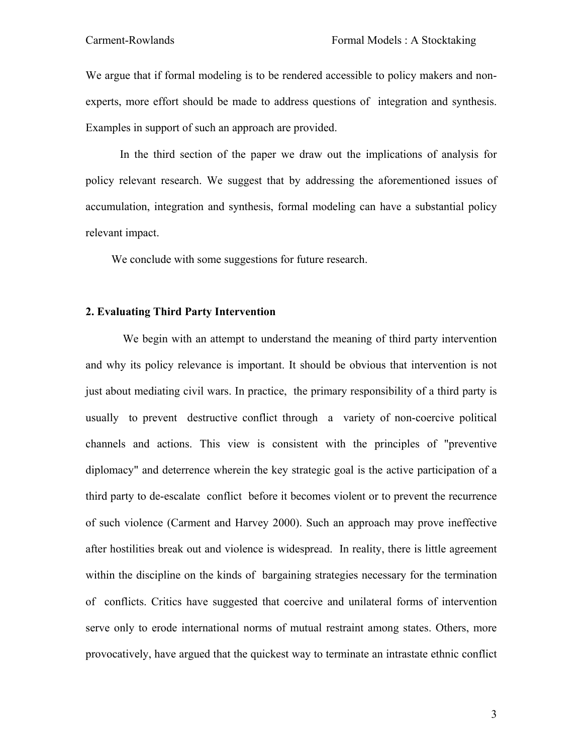We argue that if formal modeling is to be rendered accessible to policy makers and non-experts, more effort should be made to address questions of integration and synthesis. Examples in support of such an approach are provided.

In the third section of the paper we draw out the implications of analysis for policy relevant research. We suggest that by addressing the aforementioned issues of accumulation, integration and synthesis, formal modeling can have a substantial policy relevant impact.

We conclude with some suggestions for future research.

## 2. Evaluating Third Party Intervention

We begin with an attempt to understand the meaning of third party intervention and why its policy relevance is important. It should be obvious that intervention is not just about mediating civil wars. In practice, the primary responsibility of a third party is usually to prevent destructive conflict through a variety of non-coercive political channels and actions. This view is consistent with the principles of "preventive diplomacy" and deterrence wherein the key strategic goal is the active participation of a third party to de-escalate conflict before it becomes violent or to prevent the recurrence of such violence (Carment and Harvey 2000). Such an approach may prove ineffective after hostilities break out and violence is widespread. In reality, there is little agreement within the discipline on the kinds of bargaining strategies necessary for the termination of conflicts. Critics have suggested that coercive and unilateral forms of intervention serve only to erode international norms of mutual restraint among states. Others, more provocatively, have argued that the quickest way to terminate an intrastate ethnic conflict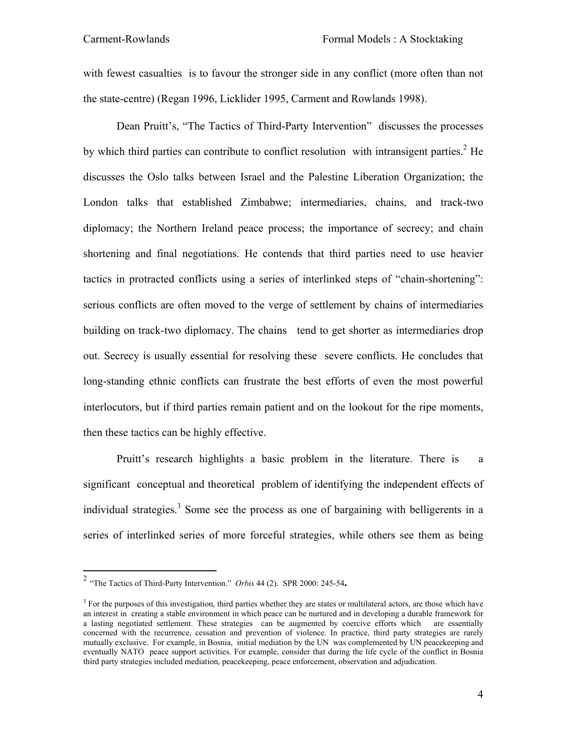with fewest casualties is to favour the stronger side in any conflict (more often than not the state-centre) (Regan 1996, Licklider 1995, Carment and Rowlands 1998).

Dean Pruitt's, "The Tactics of Third-Party Intervention" discusses the processes by which third parties can contribute to conflict resolution with intransigent parties.[2] He discusses the Oslo talks between Israel and the Palestine Liberation Organization; the London talks that established Zimbabwe; intermediaries, chains, and track-two diplomacy; the Northern Ireland peace process; the importance of secrecy; and chain shortening and final negotiations. He contends that third parties need to use heavier tactics in protracted conflicts using a series of interlinked steps of "chain-shortening": serious conflicts are often moved to the verge of settlement by chains of intermediaries building on track-two diplomacy. The chains tend to get shorter as intermediaries drop out. Secrecy is usually essential for resolving these severe conflicts. He concludes that long-standing ethnic conflicts can frustrate the best efforts of even the most powerful interlocutors, but if third parties remain patient and on the lookout for the ripe moments, then these tactics can be highly effective.

Pruitt's research highlights a basic problem in the literature. There is a significant conceptual and theoretical problem of identifying the independent effects of individual strategies.[3] Some see the process as one of bargaining with belligerents in a series of interlinked series of more forceful strategies, while others see them as being

---

[2] "The Tactics of Third-Party Intervention." *Orbis* 44 (2). SPR 2000: 245-54**.**

[3] For the purposes of this investigation, third parties whether they are states or multilateral actors, are those which have an interest in creating a stable environment in which peace can be nurtured and in developing a durable framework for a lasting negotiated settlement. These strategies can be augmented by coercive efforts which are essentially concerned with the recurrence, cessation and prevention of violence. In practice, third party strategies are rarely mutually exclusive. For example, in Bosnia, initial mediation by the UN was complemented by UN peacekeeping and eventually NATO peace support activities. For example, consider that during the life cycle of the conflict in Bosnia third party strategies included mediation, peacekeeping, peace enforcement, observation and adjudication.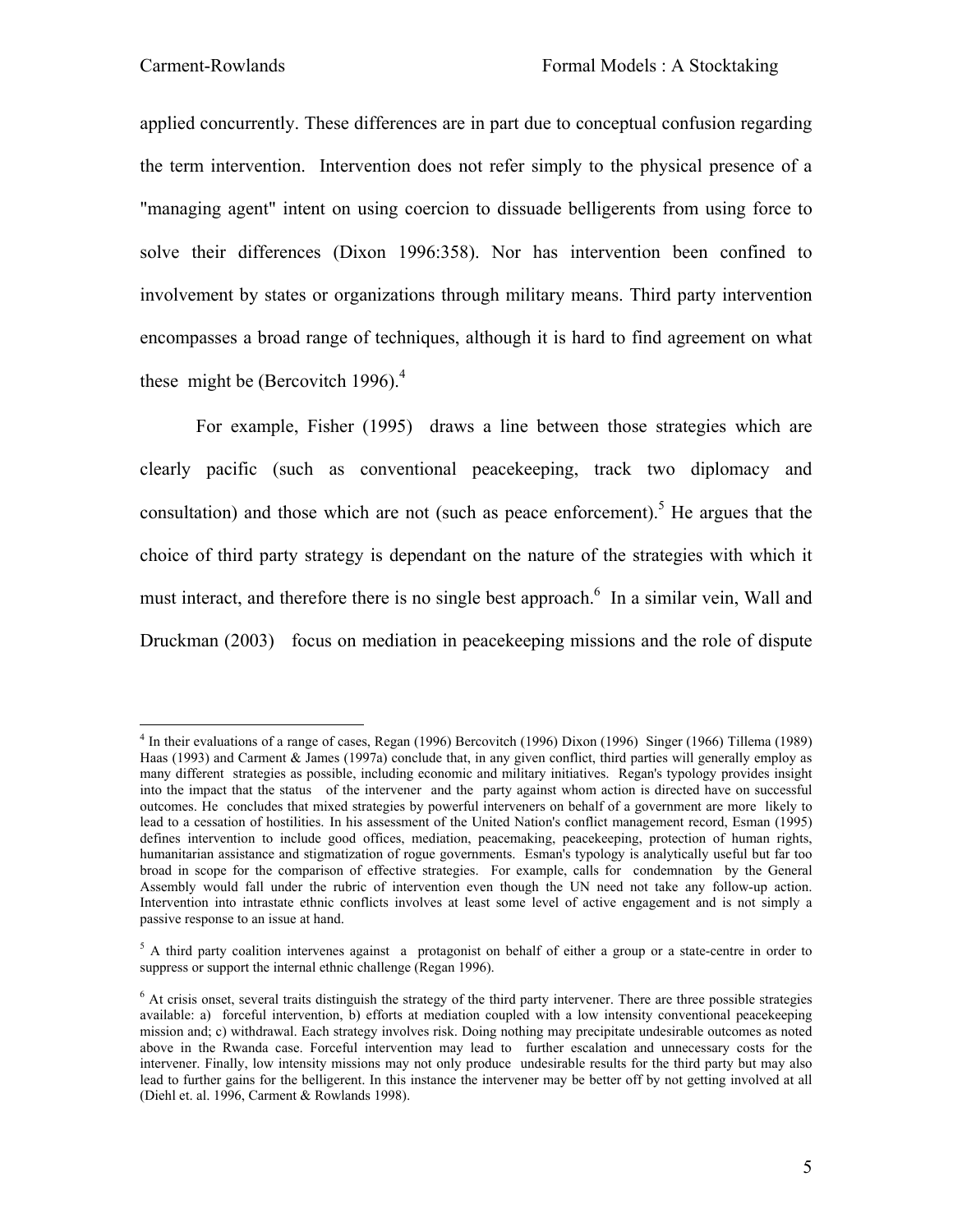applied concurrently. These differences are in part due to conceptual confusion regarding the term intervention. Intervention does not refer simply to the physical presence of a "managing agent" intent on using coercion to dissuade belligerents from using force to solve their differences (Dixon 1996:358). Nor has intervention been confined to involvement by states or organizations through military means. Third party intervention encompasses a broad range of techniques, although it is hard to find agreement on what these might be (Bercovitch 1996).[4]

For example, Fisher (1995) draws a line between those strategies which are clearly pacific (such as conventional peacekeeping, track two diplomacy and consultation) and those which are not (such as peace enforcement).[5] He argues that the choice of third party strategy is dependant on the nature of the strategies with which it must interact, and therefore there is no single best approach.[6] In a similar vein, Wall and Druckman (2003) focus on mediation in peacekeeping missions and the role of dispute

---

[4] In their evaluations of a range of cases, Regan (1996) Bercovitch (1996) Dixon (1996) Singer (1966) Tillema (1989) Haas (1993) and Carment & James (1997a) conclude that, in any given conflict, third parties will generally employ as many different strategies as possible, including economic and military initiatives. Regan's typology provides insight into the impact that the status of the intervener and the party against whom action is directed have on successful outcomes. He concludes that mixed strategies by powerful interveners on behalf of a government are more likely to lead to a cessation of hostilities. In his assessment of the United Nation's conflict management record, Esman (1995) defines intervention to include good offices, mediation, peacemaking, peacekeeping, protection of human rights, humanitarian assistance and stigmatization of rogue governments. Esman's typology is analytically useful but far too broad in scope for the comparison of effective strategies. For example, calls for condemnation by the General Assembly would fall under the rubric of intervention even though the UN need not take any follow-up action. Intervention into intrastate ethnic conflicts involves at least some level of active engagement and is not simply a passive response to an issue at hand.

[5] A third party coalition intervenes against a protagonist on behalf of either a group or a state-centre in order to suppress or support the internal ethnic challenge (Regan 1996).

[6] At crisis onset, several traits distinguish the strategy of the third party intervener. There are three possible strategies available: a) forceful intervention, b) efforts at mediation coupled with a low intensity conventional peacekeeping mission and; c) withdrawal. Each strategy involves risk. Doing nothing may precipitate undesirable outcomes as noted above in the Rwanda case. Forceful intervention may lead to further escalation and unnecessary costs for the intervener. Finally, low intensity missions may not only produce undesirable results for the third party but may also lead to further gains for the belligerent. In this instance the intervener may be better off by not getting involved at all (Diehl et. al. 1996, Carment & Rowlands 1998).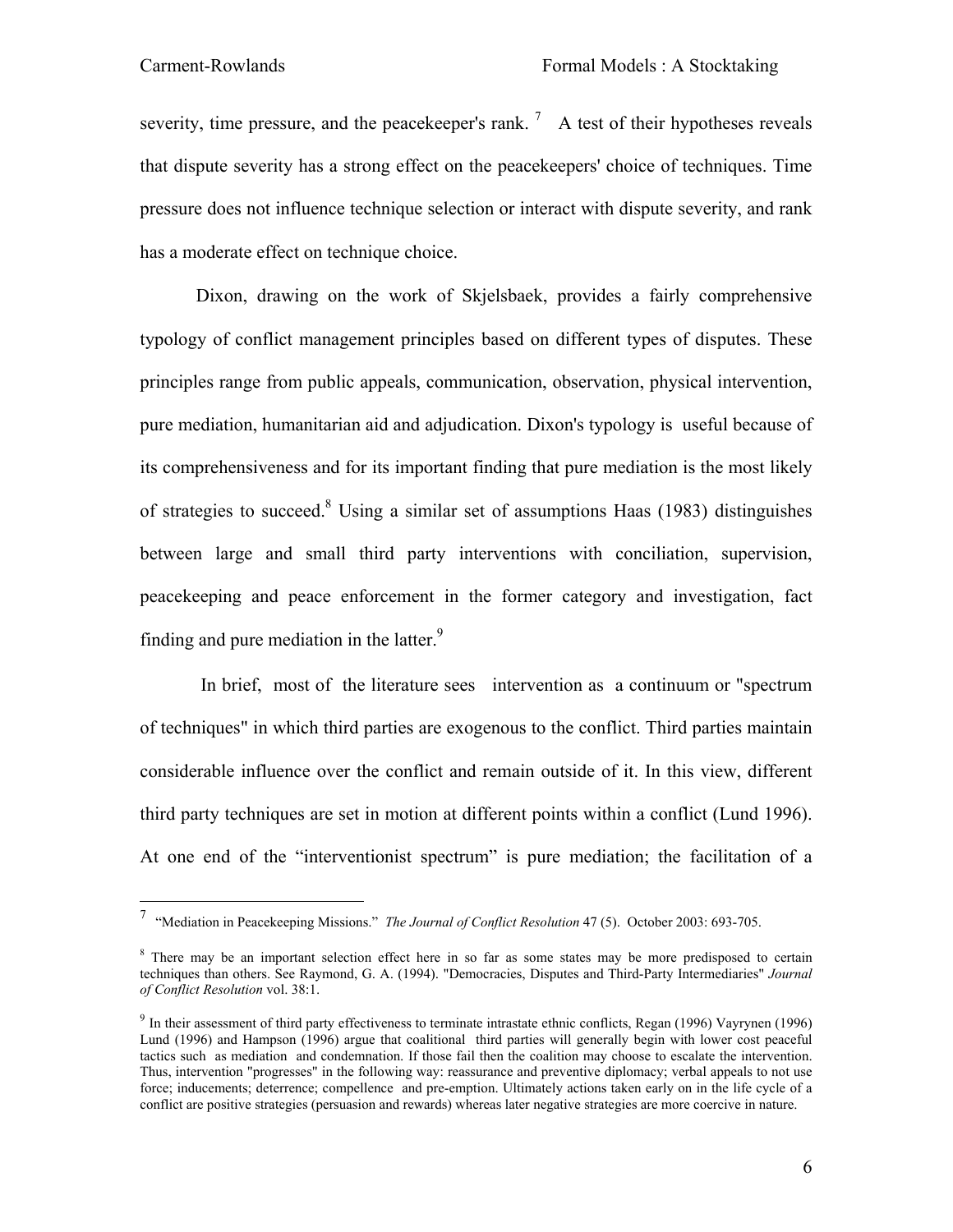severity, time pressure, and the peacekeeper's rank. [7] A test of their hypotheses reveals that dispute severity has a strong effect on the peacekeepers' choice of techniques. Time pressure does not influence technique selection or interact with dispute severity, and rank has a moderate effect on technique choice.

Dixon, drawing on the work of Skjelsbaek, provides a fairly comprehensive typology of conflict management principles based on different types of disputes. These principles range from public appeals, communication, observation, physical intervention, pure mediation, humanitarian aid and adjudication. Dixon's typology is useful because of its comprehensiveness and for its important finding that pure mediation is the most likely of strategies to succeed.[8] Using a similar set of assumptions Haas (1983) distinguishes between large and small third party interventions with conciliation, supervision, peacekeeping and peace enforcement in the former category and investigation, fact finding and pure mediation in the latter.[9]

In brief, most of the literature sees intervention as a continuum or "spectrum of techniques" in which third parties are exogenous to the conflict. Third parties maintain considerable influence over the conflict and remain outside of it. In this view, different third party techniques are set in motion at different points within a conflict (Lund 1996). At one end of the "interventionist spectrum" is pure mediation; the facilitation of a

---

[7] "Mediation in Peacekeeping Missions." *The Journal of Conflict Resolution* 47 (5). October 2003: 693-705.

[8] There may be an important selection effect here in so far as some states may be more predisposed to certain techniques than others. See Raymond, G. A. (1994). "Democracies, Disputes and Third-Party Intermediaries" *Journal of Conflict Resolution* vol. 38:1.

[9] In their assessment of third party effectiveness to terminate intrastate ethnic conflicts, Regan (1996) Vayrynen (1996) Lund (1996) and Hampson (1996) argue that coalitional third parties will generally begin with lower cost peaceful tactics such as mediation and condemnation. If those fail then the coalition may choose to escalate the intervention. Thus, intervention "progresses" in the following way: reassurance and preventive diplomacy; verbal appeals to not use force; inducements; deterrence; compellence and pre-emption. Ultimately actions taken early on in the life cycle of a conflict are positive strategies (persuasion and rewards) whereas later negative strategies are more coercive in nature.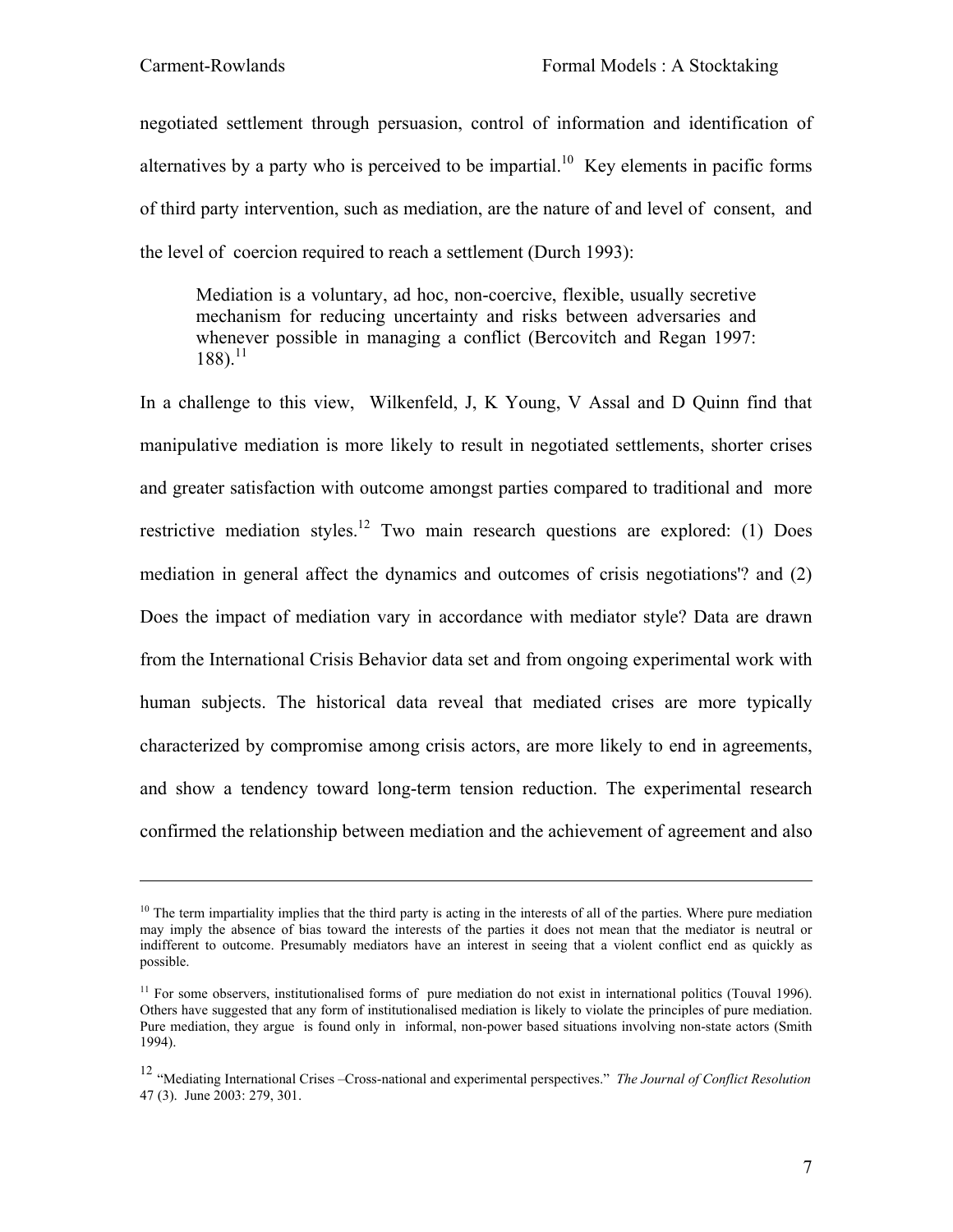negotiated settlement through persuasion, control of information and identification of alternatives by a party who is perceived to be impartial.[10] Key elements in pacific forms of third party intervention, such as mediation, are the nature of and level of consent, and the level of coercion required to reach a settlement (Durch 1993):

> Mediation is a voluntary, ad hoc, non-coercive, flexible, usually secretive mechanism for reducing uncertainty and risks between adversaries and whenever possible in managing a conflict (Bercovitch and Regan 1997: 188).[11]

In a challenge to this view, Wilkenfeld, J, K Young, V Assal and D Quinn find that manipulative mediation is more likely to result in negotiated settlements, shorter crises and greater satisfaction with outcome amongst parties compared to traditional and more restrictive mediation styles.[12] Two main research questions are explored: (1) Does mediation in general affect the dynamics and outcomes of crisis negotiations'? and (2) Does the impact of mediation vary in accordance with mediator style? Data are drawn from the International Crisis Behavior data set and from ongoing experimental work with human subjects. The historical data reveal that mediated crises are more typically characterized by compromise among crisis actors, are more likely to end in agreements, and show a tendency toward long-term tension reduction. The experimental research confirmed the relationship between mediation and the achievement of agreement and also

---

[10] The term impartiality implies that the third party is acting in the interests of all of the parties. Where pure mediation may imply the absence of bias toward the interests of the parties it does not mean that the mediator is neutral or indifferent to outcome. Presumably mediators have an interest in seeing that a violent conflict end as quickly as possible.

[11] For some observers, institutionalised forms of pure mediation do not exist in international politics (Touval 1996). Others have suggested that any form of institutionalised mediation is likely to violate the principles of pure mediation. Pure mediation, they argue is found only in informal, non-power based situations involving non-state actors (Smith 1994).

[12] "Mediating International Crises –Cross-national and experimental perspectives." *The Journal of Conflict Resolution* 47 (3). June 2003: 279, 301.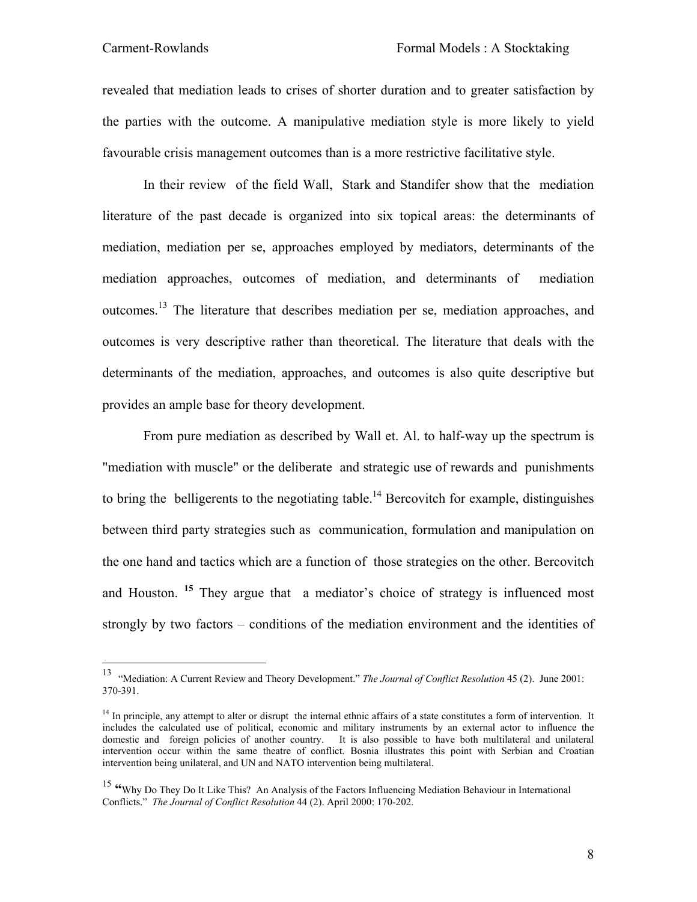revealed that mediation leads to crises of shorter duration and to greater satisfaction by the parties with the outcome. A manipulative mediation style is more likely to yield favourable crisis management outcomes than is a more restrictive facilitative style.

In their review of the field Wall, Stark and Standifer show that the mediation literature of the past decade is organized into six topical areas: the determinants of mediation, mediation per se, approaches employed by mediators, determinants of the mediation approaches, outcomes of mediation, and determinants of mediation outcomes.[13] The literature that describes mediation per se, mediation approaches, and outcomes is very descriptive rather than theoretical. The literature that deals with the determinants of the mediation, approaches, and outcomes is also quite descriptive but provides an ample base for theory development.

From pure mediation as described by Wall et. Al. to half-way up the spectrum is "mediation with muscle" or the deliberate and strategic use of rewards and punishments to bring the belligerents to the negotiating table.[14] Bercovitch for example, distinguishes between third party strategies such as communication, formulation and manipulation on the one hand and tactics which are a function of those strategies on the other. Bercovitch and Houston. [15] They argue that a mediator's choice of strategy is influenced most strongly by two factors – conditions of the mediation environment and the identities of

---

[13] "Mediation: A Current Review and Theory Development." *The Journal of Conflict Resolution* 45 (2). June 2001: 370-391.

[14] In principle, any attempt to alter or disrupt the internal ethnic affairs of a state constitutes a form of intervention. It includes the calculated use of political, economic and military instruments by an external actor to influence the domestic and foreign policies of another country. It is also possible to have both multilateral and unilateral intervention occur within the same theatre of conflict. Bosnia illustrates this point with Serbian and Croatian intervention being unilateral, and UN and NATO intervention being multilateral.

[15] **"**Why Do They Do It Like This? An Analysis of the Factors Influencing Mediation Behaviour in International Conflicts." *The Journal of Conflict Resolution* 44 (2). April 2000: 170-202.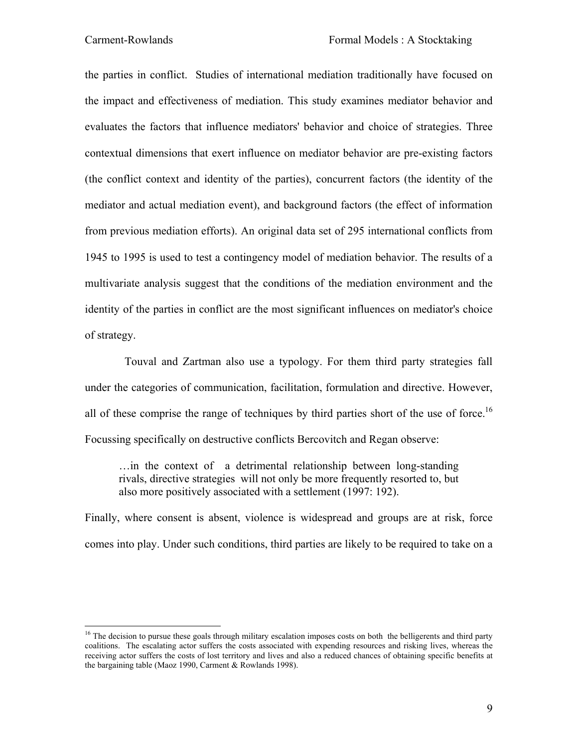the parties in conflict. Studies of international mediation traditionally have focused on the impact and effectiveness of mediation. This study examines mediator behavior and evaluates the factors that influence mediators' behavior and choice of strategies. Three contextual dimensions that exert influence on mediator behavior are pre-existing factors (the conflict context and identity of the parties), concurrent factors (the identity of the mediator and actual mediation event), and background factors (the effect of information from previous mediation efforts). An original data set of 295 international conflicts from 1945 to 1995 is used to test a contingency model of mediation behavior. The results of a multivariate analysis suggest that the conditions of the mediation environment and the identity of the parties in conflict are the most significant influences on mediator's choice of strategy.

Touval and Zartman also use a typology. For them third party strategies fall under the categories of communication, facilitation, formulation and directive. However, all of these comprise the range of techniques by third parties short of the use of force.[16] Focussing specifically on destructive conflicts Bercovitch and Regan observe:

> …in the context of a detrimental relationship between long-standing rivals, directive strategies will not only be more frequently resorted to, but also more positively associated with a settlement (1997: 192).

Finally, where consent is absent, violence is widespread and groups are at risk, force comes into play. Under such conditions, third parties are likely to be required to take on a

[16] The decision to pursue these goals through military escalation imposes costs on both the belligerents and third party coalitions. The escalating actor suffers the costs associated with expending resources and risking lives, whereas the receiving actor suffers the costs of lost territory and lives and also a reduced chances of obtaining specific benefits at the bargaining table (Maoz 1990, Carment & Rowlands 1998).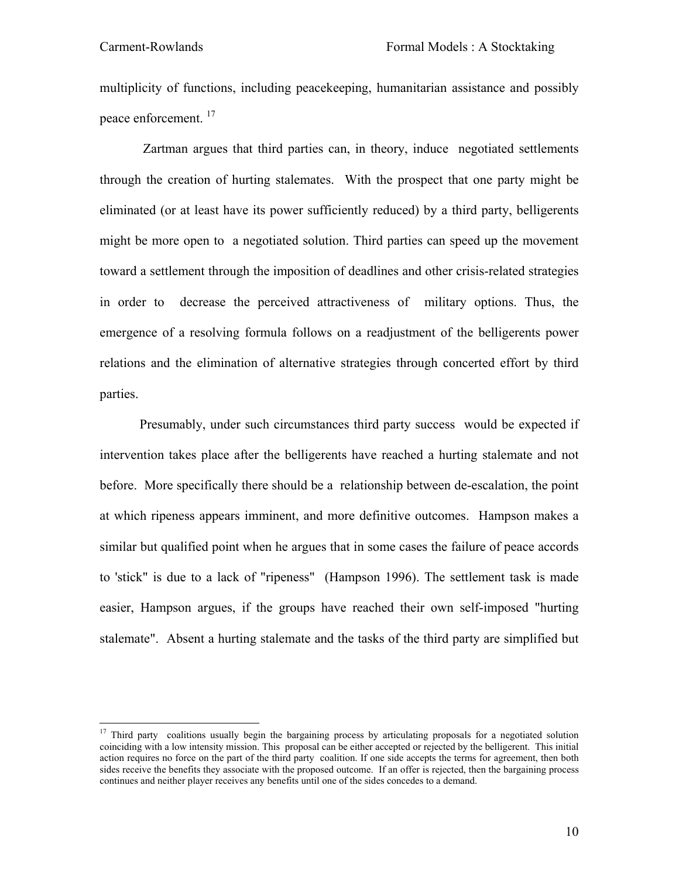multiplicity of functions, including peacekeeping, humanitarian assistance and possibly peace enforcement. [17]

Zartman argues that third parties can, in theory, induce negotiated settlements through the creation of hurting stalemates. With the prospect that one party might be eliminated (or at least have its power sufficiently reduced) by a third party, belligerents might be more open to a negotiated solution. Third parties can speed up the movement toward a settlement through the imposition of deadlines and other crisis-related strategies in order to decrease the perceived attractiveness of military options. Thus, the emergence of a resolving formula follows on a readjustment of the belligerents power relations and the elimination of alternative strategies through concerted effort by third parties.

Presumably, under such circumstances third party success would be expected if intervention takes place after the belligerents have reached a hurting stalemate and not before. More specifically there should be a relationship between de-escalation, the point at which ripeness appears imminent, and more definitive outcomes. Hampson makes a similar but qualified point when he argues that in some cases the failure of peace accords to 'stick" is due to a lack of "ripeness" (Hampson 1996). The settlement task is made easier, Hampson argues, if the groups have reached their own self-imposed "hurting stalemate". Absent a hurting stalemate and the tasks of the third party are simplified but

---

[17] Third party coalitions usually begin the bargaining process by articulating proposals for a negotiated solution coinciding with a low intensity mission. This proposal can be either accepted or rejected by the belligerent. This initial action requires no force on the part of the third party coalition. If one side accepts the terms for agreement, then both sides receive the benefits they associate with the proposed outcome. If an offer is rejected, then the bargaining process continues and neither player receives any benefits until one of the sides concedes to a demand.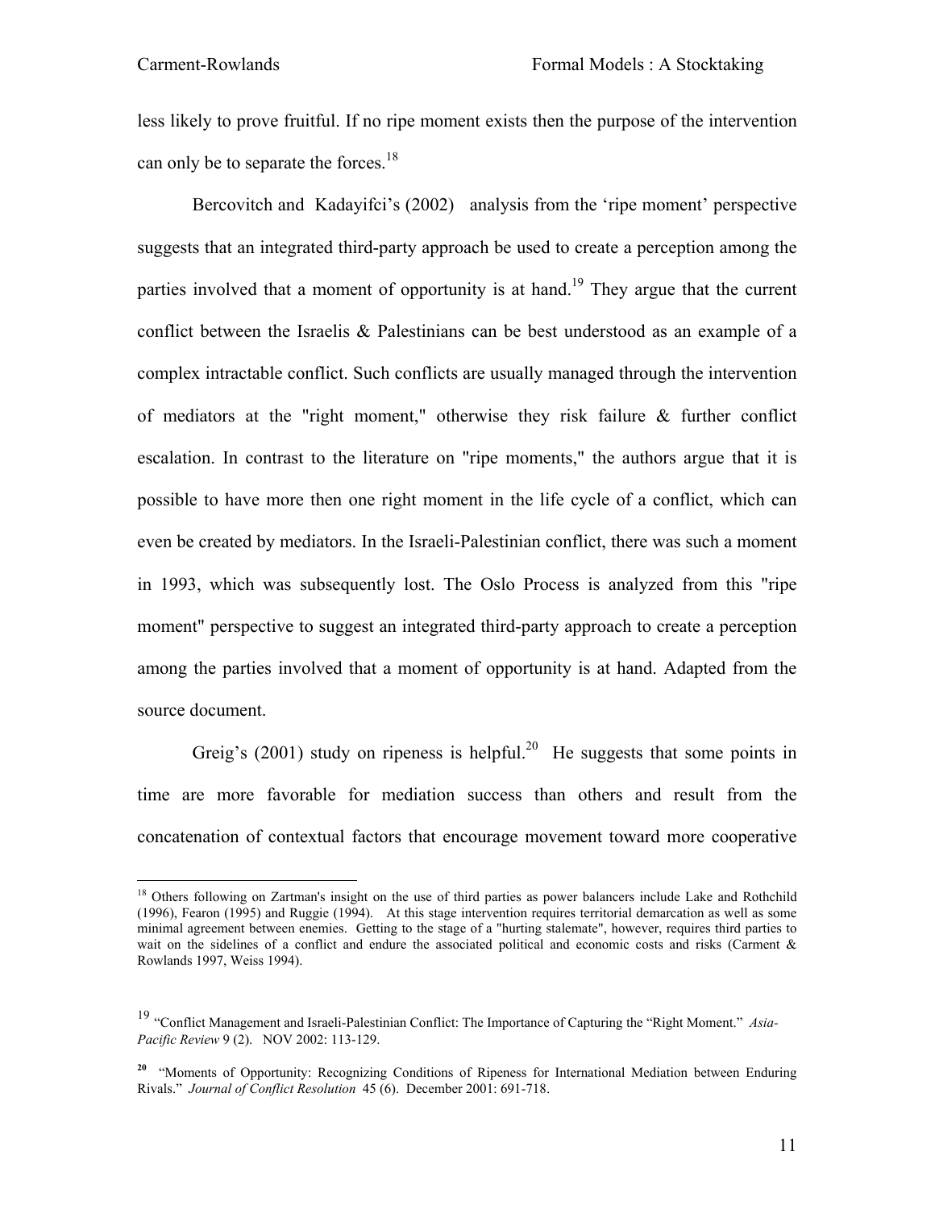less likely to prove fruitful. If no ripe moment exists then the purpose of the intervention can only be to separate the forces.[18]

Bercovitch and Kadayifci's (2002) analysis from the 'ripe moment' perspective suggests that an integrated third-party approach be used to create a perception among the parties involved that a moment of opportunity is at hand.[19] They argue that the current conflict between the Israelis & Palestinians can be best understood as an example of a complex intractable conflict. Such conflicts are usually managed through the intervention of mediators at the "right moment," otherwise they risk failure & further conflict escalation. In contrast to the literature on "ripe moments," the authors argue that it is possible to have more then one right moment in the life cycle of a conflict, which can even be created by mediators. In the Israeli-Palestinian conflict, there was such a moment in 1993, which was subsequently lost. The Oslo Process is analyzed from this "ripe moment" perspective to suggest an integrated third-party approach to create a perception among the parties involved that a moment of opportunity is at hand. Adapted from the source document.

Greig's (2001) study on ripeness is helpful.[20] He suggests that some points in time are more favorable for mediation success than others and result from the concatenation of contextual factors that encourage movement toward more cooperative

---

[18] Others following on Zartman's insight on the use of third parties as power balancers include Lake and Rothchild (1996), Fearon (1995) and Ruggie (1994). At this stage intervention requires territorial demarcation as well as some minimal agreement between enemies. Getting to the stage of a "hurting stalemate", however, requires third parties to wait on the sidelines of a conflict and endure the associated political and economic costs and risks (Carment & Rowlands 1997, Weiss 1994).

[19] "Conflict Management and Israeli-Palestinian Conflict: The Importance of Capturing the "Right Moment." *Asia-Pacific Review* 9 (2). NOV 2002: 113-129.

[20] "Moments of Opportunity: Recognizing Conditions of Ripeness for International Mediation between Enduring Rivals." *Journal of Conflict Resolution* 45 (6). December 2001: 691-718.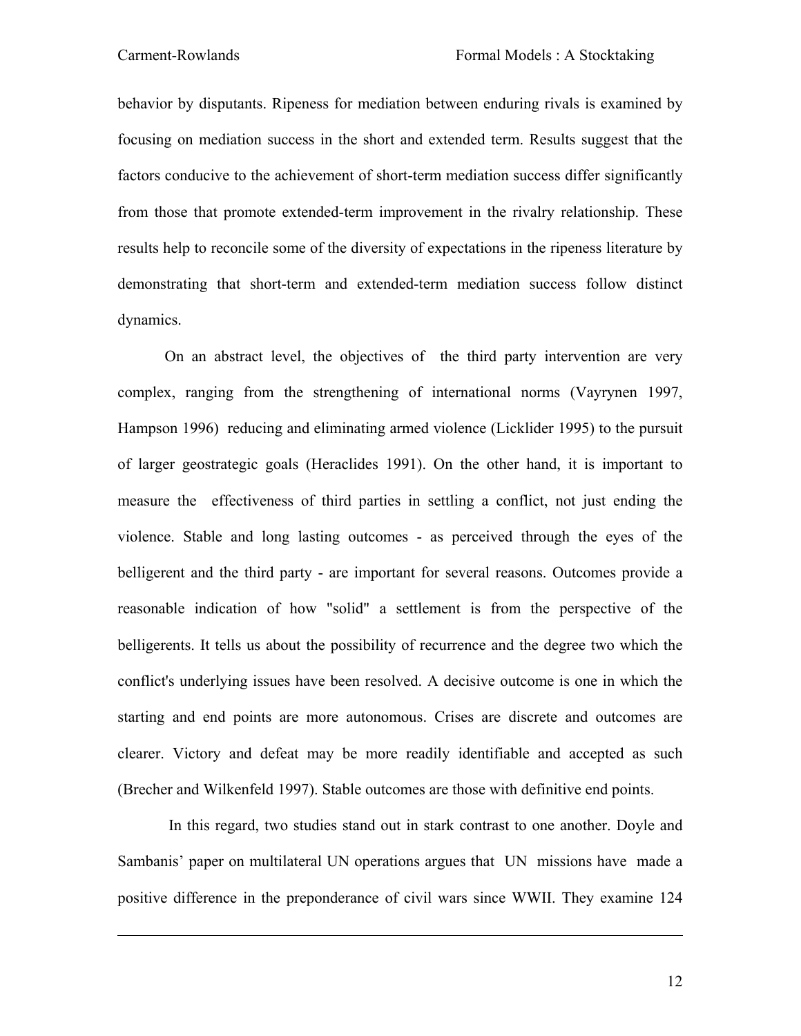behavior by disputants. Ripeness for mediation between enduring rivals is examined by focusing on mediation success in the short and extended term. Results suggest that the factors conducive to the achievement of short-term mediation success differ significantly from those that promote extended-term improvement in the rivalry relationship. These results help to reconcile some of the diversity of expectations in the ripeness literature by demonstrating that short-term and extended-term mediation success follow distinct dynamics.

On an abstract level, the objectives of the third party intervention are very complex, ranging from the strengthening of international norms (Vayrynen 1997, Hampson 1996) reducing and eliminating armed violence (Licklider 1995) to the pursuit of larger geostrategic goals (Heraclides 1991). On the other hand, it is important to measure the effectiveness of third parties in settling a conflict, not just ending the violence. Stable and long lasting outcomes - as perceived through the eyes of the belligerent and the third party - are important for several reasons. Outcomes provide a reasonable indication of how "solid" a settlement is from the perspective of the belligerents. It tells us about the possibility of recurrence and the degree two which the conflict's underlying issues have been resolved. A decisive outcome is one in which the starting and end points are more autonomous. Crises are discrete and outcomes are clearer. Victory and defeat may be more readily identifiable and accepted as such (Brecher and Wilkenfeld 1997). Stable outcomes are those with definitive end points.

In this regard, two studies stand out in stark contrast to one another. Doyle and Sambanis' paper on multilateral UN operations argues that UN missions have made a positive difference in the preponderance of civil wars since WWII. They examine 124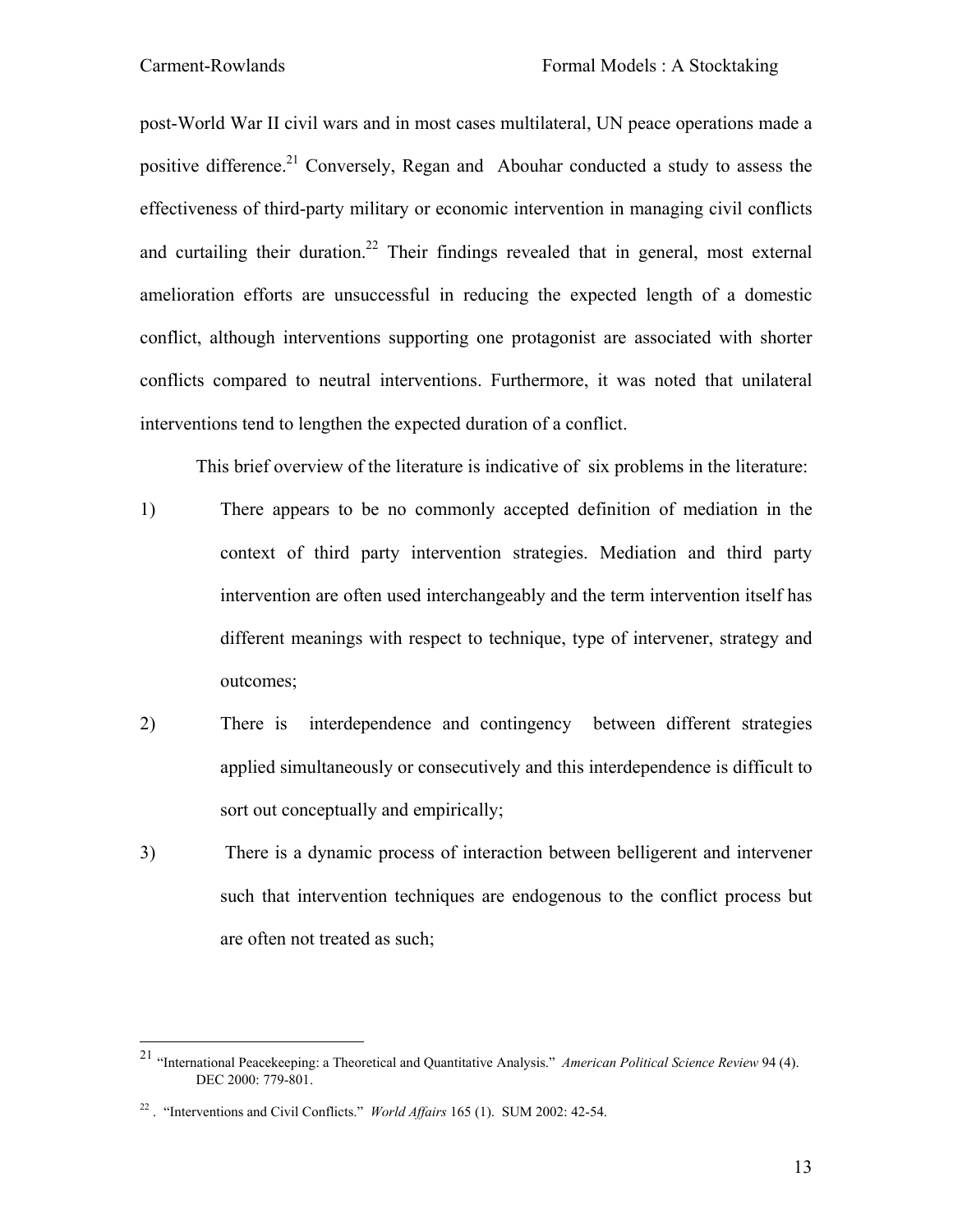post-World War II civil wars and in most cases multilateral, UN peace operations made a positive difference.[21] Conversely, Regan and Abouhar conducted a study to assess the effectiveness of third-party military or economic intervention in managing civil conflicts and curtailing their duration.[22] Their findings revealed that in general, most external amelioration efforts are unsuccessful in reducing the expected length of a domestic conflict, although interventions supporting one protagonist are associated with shorter conflicts compared to neutral interventions. Furthermore, it was noted that unilateral interventions tend to lengthen the expected duration of a conflict.

This brief overview of the literature is indicative of six problems in the literature:

1) There appears to be no commonly accepted definition of mediation in the context of third party intervention strategies. Mediation and third party intervention are often used interchangeably and the term intervention itself has different meanings with respect to technique, type of intervener, strategy and outcomes;

2) There is interdependence and contingency between different strategies applied simultaneously or consecutively and this interdependence is difficult to sort out conceptually and empirically;

3) There is a dynamic process of interaction between belligerent and intervener such that intervention techniques are endogenous to the conflict process but are often not treated as such;

---

[21] "International Peacekeeping: a Theoretical and Quantitative Analysis." *American Political Science Review* 94 (4). DEC 2000: 779-801.

[22] . "Interventions and Civil Conflicts." *World Affairs* 165 (1). SUM 2002: 42-54.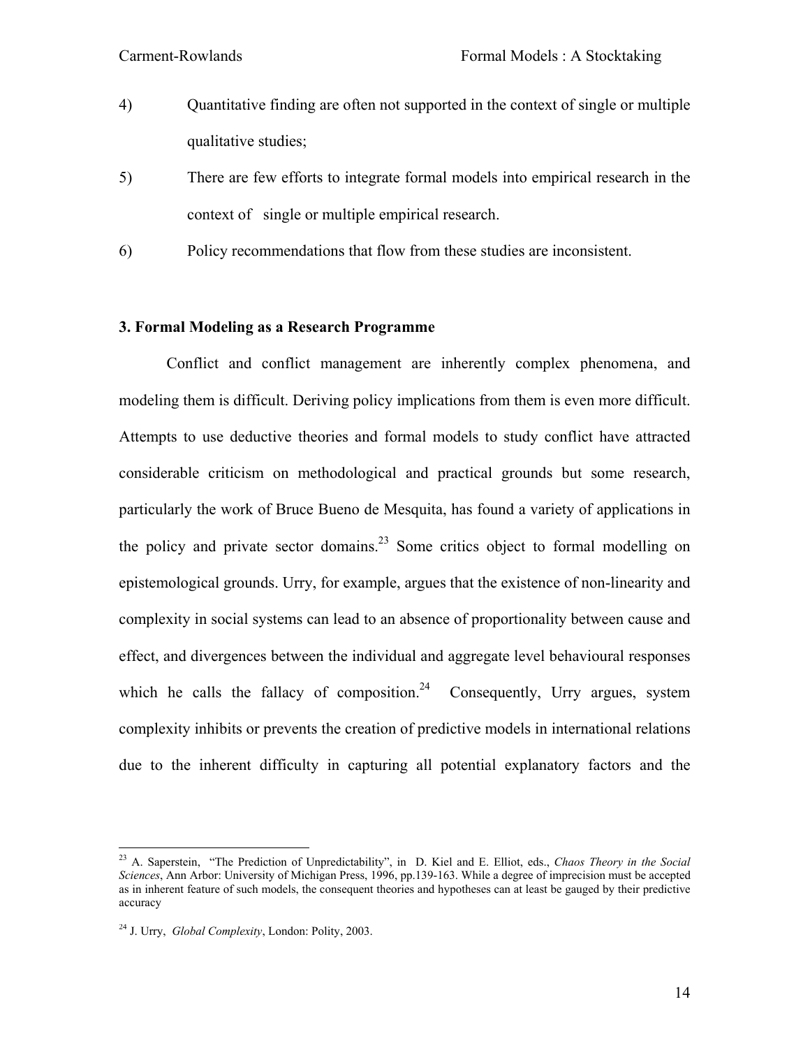4) Quantitative finding are often not supported in the context of single or multiple qualitative studies;

5) There are few efforts to integrate formal models into empirical research in the context of single or multiple empirical research.

6) Policy recommendations that flow from these studies are inconsistent.

### 3. Formal Modeling as a Research Programme

Conflict and conflict management are inherently complex phenomena, and modeling them is difficult. Deriving policy implications from them is even more difficult. Attempts to use deductive theories and formal models to study conflict have attracted considerable criticism on methodological and practical grounds but some research, particularly the work of Bruce Bueno de Mesquita, has found a variety of applications in the policy and private sector domains.[23] Some critics object to formal modelling on epistemological grounds. Urry, for example, argues that the existence of non-linearity and complexity in social systems can lead to an absence of proportionality between cause and effect, and divergences between the individual and aggregate level behavioural responses which he calls the fallacy of composition.[24] Consequently, Urry argues, system complexity inhibits or prevents the creation of predictive models in international relations due to the inherent difficulty in capturing all potential explanatory factors and the

---

[23] A. Saperstein, "The Prediction of Unpredictability", in D. Kiel and E. Elliot, eds., *Chaos Theory in the Social Sciences*, Ann Arbor: University of Michigan Press, 1996, pp.139-163. While a degree of imprecision must be accepted as in inherent feature of such models, the consequent theories and hypotheses can at least be gauged by their predictive accuracy

[24] J. Urry, *Global Complexity*, London: Polity, 2003.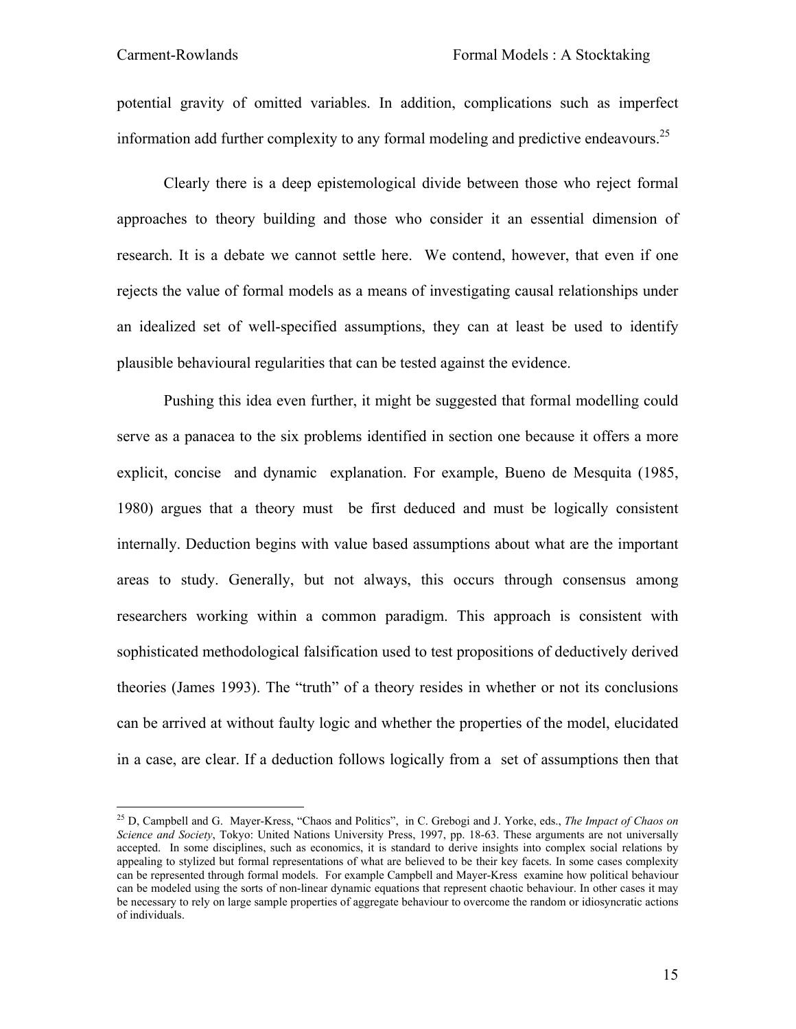potential gravity of omitted variables. In addition, complications such as imperfect information add further complexity to any formal modeling and predictive endeavours.[25]

Clearly there is a deep epistemological divide between those who reject formal approaches to theory building and those who consider it an essential dimension of research. It is a debate we cannot settle here. We contend, however, that even if one rejects the value of formal models as a means of investigating causal relationships under an idealized set of well-specified assumptions, they can at least be used to identify plausible behavioural regularities that can be tested against the evidence.

Pushing this idea even further, it might be suggested that formal modelling could serve as a panacea to the six problems identified in section one because it offers a more explicit, concise and dynamic explanation. For example, Bueno de Mesquita (1985, 1980) argues that a theory must be first deduced and must be logically consistent internally. Deduction begins with value based assumptions about what are the important areas to study. Generally, but not always, this occurs through consensus among researchers working within a common paradigm. This approach is consistent with sophisticated methodological falsification used to test propositions of deductively derived theories (James 1993). The "truth" of a theory resides in whether or not its conclusions can be arrived at without faulty logic and whether the properties of the model, elucidated in a case, are clear. If a deduction follows logically from a set of assumptions then that

---

[25] D, Campbell and G. Mayer-Kress, "Chaos and Politics", in C. Grebogi and J. Yorke, eds., *The Impact of Chaos on Science and Society*, Tokyo: United Nations University Press, 1997, pp. 18-63. These arguments are not universally accepted. In some disciplines, such as economics, it is standard to derive insights into complex social relations by appealing to stylized but formal representations of what are believed to be their key facets. In some cases complexity can be represented through formal models. For example Campbell and Mayer-Kress examine how political behaviour can be modeled using the sorts of non-linear dynamic equations that represent chaotic behaviour. In other cases it may be necessary to rely on large sample properties of aggregate behaviour to overcome the random or idiosyncratic actions of individuals.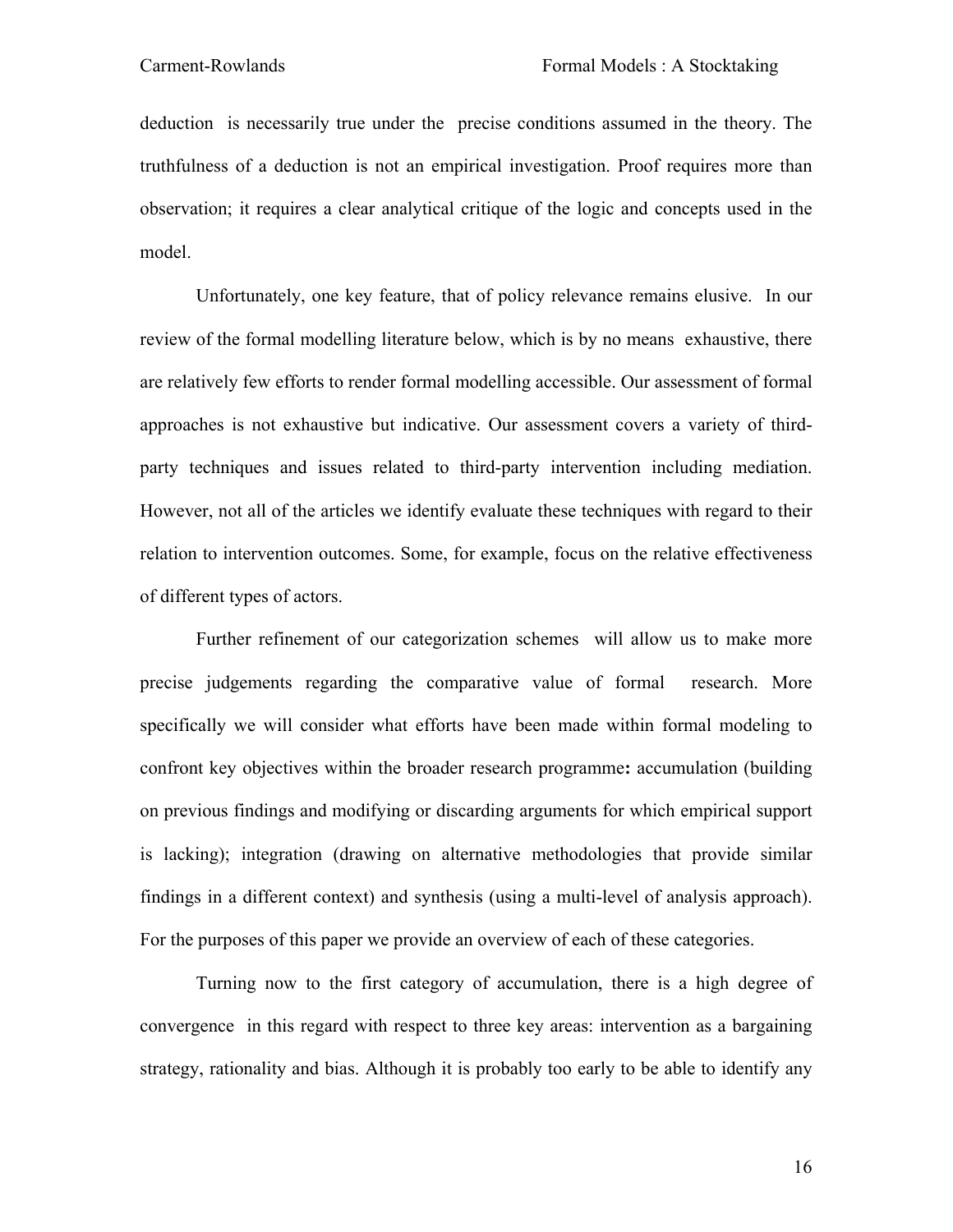deduction is necessarily true under the precise conditions assumed in the theory. The truthfulness of a deduction is not an empirical investigation. Proof requires more than observation; it requires a clear analytical critique of the logic and concepts used in the model.

Unfortunately, one key feature, that of policy relevance remains elusive. In our review of the formal modelling literature below, which is by no means exhaustive, there are relatively few efforts to render formal modelling accessible. Our assessment of formal approaches is not exhaustive but indicative. Our assessment covers a variety of third-party techniques and issues related to third-party intervention including mediation. However, not all of the articles we identify evaluate these techniques with regard to their relation to intervention outcomes. Some, for example, focus on the relative effectiveness of different types of actors.

Further refinement of our categorization schemes will allow us to make more precise judgements regarding the comparative value of formal research. More specifically we will consider what efforts have been made within formal modeling to confront key objectives within the broader research programme**:** accumulation (building on previous findings and modifying or discarding arguments for which empirical support is lacking); integration (drawing on alternative methodologies that provide similar findings in a different context) and synthesis (using a multi-level of analysis approach). For the purposes of this paper we provide an overview of each of these categories.

Turning now to the first category of accumulation, there is a high degree of convergence in this regard with respect to three key areas: intervention as a bargaining strategy, rationality and bias. Although it is probably too early to be able to identify any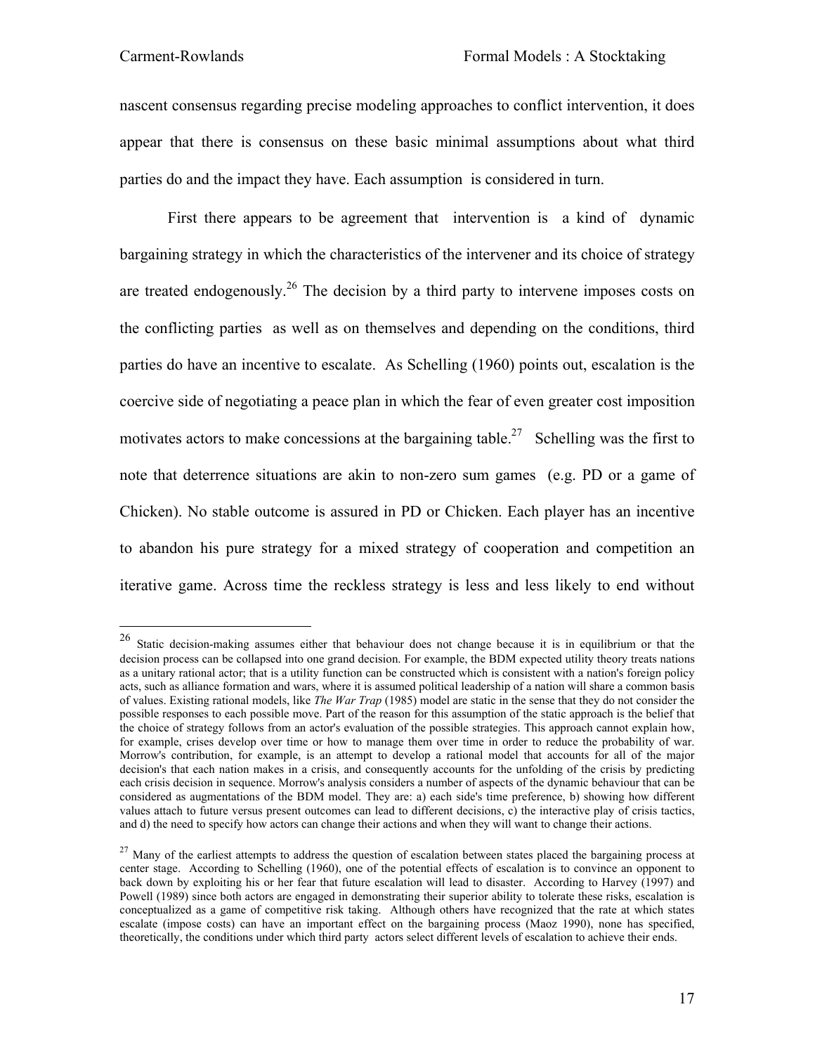nascent consensus regarding precise modeling approaches to conflict intervention, it does appear that there is consensus on these basic minimal assumptions about what third parties do and the impact they have. Each assumption is considered in turn.

First there appears to be agreement that intervention is a kind of dynamic bargaining strategy in which the characteristics of the intervener and its choice of strategy are treated endogenously.[26] The decision by a third party to intervene imposes costs on the conflicting parties as well as on themselves and depending on the conditions, third parties do have an incentive to escalate. As Schelling (1960) points out, escalation is the coercive side of negotiating a peace plan in which the fear of even greater cost imposition motivates actors to make concessions at the bargaining table.[27] Schelling was the first to note that deterrence situations are akin to non-zero sum games (e.g. PD or a game of Chicken). No stable outcome is assured in PD or Chicken. Each player has an incentive to abandon his pure strategy for a mixed strategy of cooperation and competition an iterative game. Across time the reckless strategy is less and less likely to end without

---

[26] Static decision-making assumes either that behaviour does not change because it is in equilibrium or that the decision process can be collapsed into one grand decision. For example, the BDM expected utility theory treats nations as a unitary rational actor; that is a utility function can be constructed which is consistent with a nation's foreign policy acts, such as alliance formation and wars, where it is assumed political leadership of a nation will share a common basis of values. Existing rational models, like *The War Trap* (1985) model are static in the sense that they do not consider the possible responses to each possible move. Part of the reason for this assumption of the static approach is the belief that the choice of strategy follows from an actor's evaluation of the possible strategies. This approach cannot explain how, for example, crises develop over time or how to manage them over time in order to reduce the probability of war. Morrow's contribution, for example, is an attempt to develop a rational model that accounts for all of the major decision's that each nation makes in a crisis, and consequently accounts for the unfolding of the crisis by predicting each crisis decision in sequence. Morrow's analysis considers a number of aspects of the dynamic behaviour that can be considered as augmentations of the BDM model. They are: a) each side's time preference, b) showing how different values attach to future versus present outcomes can lead to different decisions, c) the interactive play of crisis tactics, and d) the need to specify how actors can change their actions and when they will want to change their actions.

[27] Many of the earliest attempts to address the question of escalation between states placed the bargaining process at center stage. According to Schelling (1960), one of the potential effects of escalation is to convince an opponent to back down by exploiting his or her fear that future escalation will lead to disaster. According to Harvey (1997) and Powell (1989) since both actors are engaged in demonstrating their superior ability to tolerate these risks, escalation is conceptualized as a game of competitive risk taking. Although others have recognized that the rate at which states escalate (impose costs) can have an important effect on the bargaining process (Maoz 1990), none has specified, theoretically, the conditions under which third party actors select different levels of escalation to achieve their ends.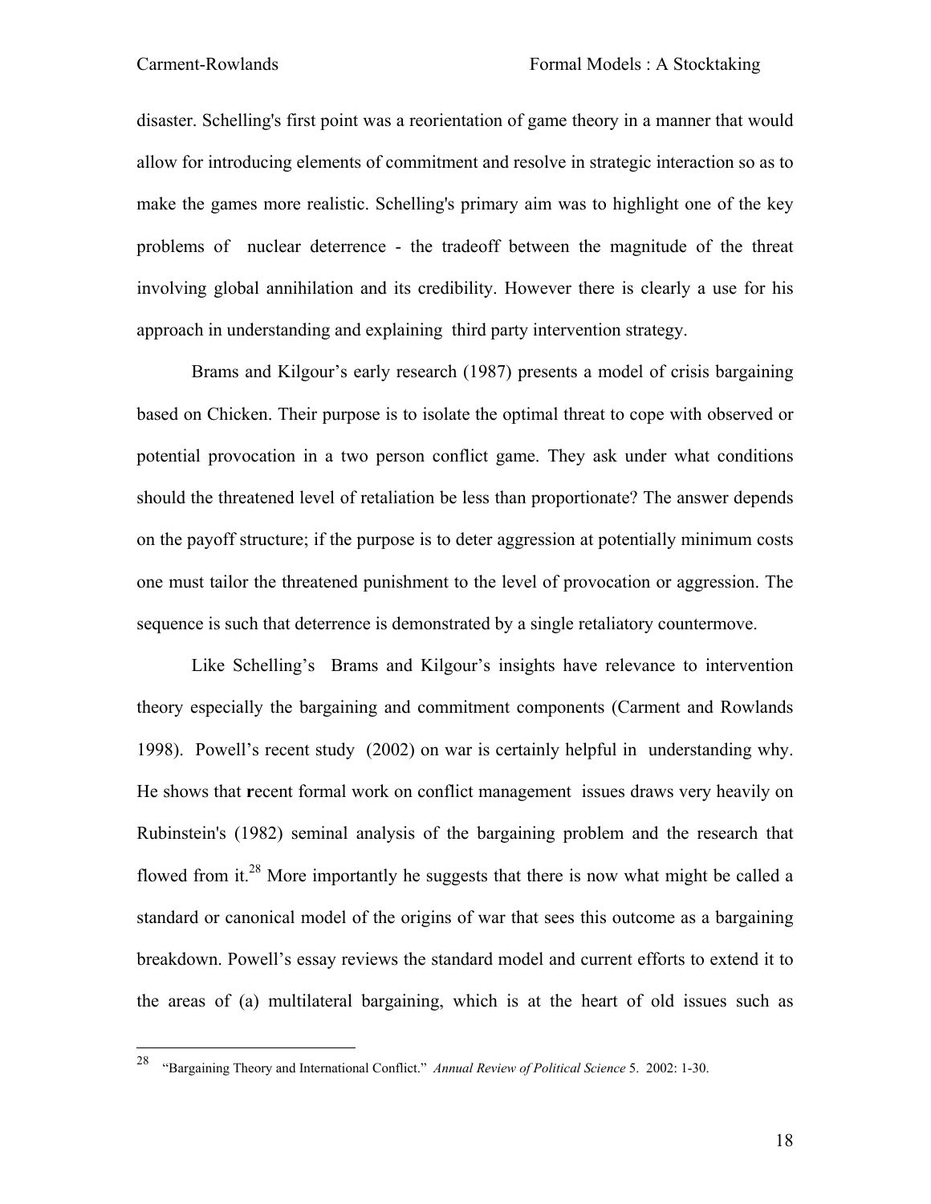disaster. Schelling's first point was a reorientation of game theory in a manner that would allow for introducing elements of commitment and resolve in strategic interaction so as to make the games more realistic. Schelling's primary aim was to highlight one of the key problems of nuclear deterrence - the tradeoff between the magnitude of the threat involving global annihilation and its credibility. However there is clearly a use for his approach in understanding and explaining third party intervention strategy.

Brams and Kilgour's early research (1987) presents a model of crisis bargaining based on Chicken. Their purpose is to isolate the optimal threat to cope with observed or potential provocation in a two person conflict game. They ask under what conditions should the threatened level of retaliation be less than proportionate? The answer depends on the payoff structure; if the purpose is to deter aggression at potentially minimum costs one must tailor the threatened punishment to the level of provocation or aggression. The sequence is such that deterrence is demonstrated by a single retaliatory countermove.

Like Schelling's Brams and Kilgour's insights have relevance to intervention theory especially the bargaining and commitment components (Carment and Rowlands 1998). Powell's recent study (2002) on war is certainly helpful in understanding why. He shows that **r**ecent formal work on conflict management issues draws very heavily on Rubinstein's (1982) seminal analysis of the bargaining problem and the research that flowed from it.[28] More importantly he suggests that there is now what might be called a standard or canonical model of the origins of war that sees this outcome as a bargaining breakdown. Powell's essay reviews the standard model and current efforts to extend it to the areas of (a) multilateral bargaining, which is at the heart of old issues such as

---

[28] "Bargaining Theory and International Conflict." *Annual Review of Political Science* 5. 2002: 1-30.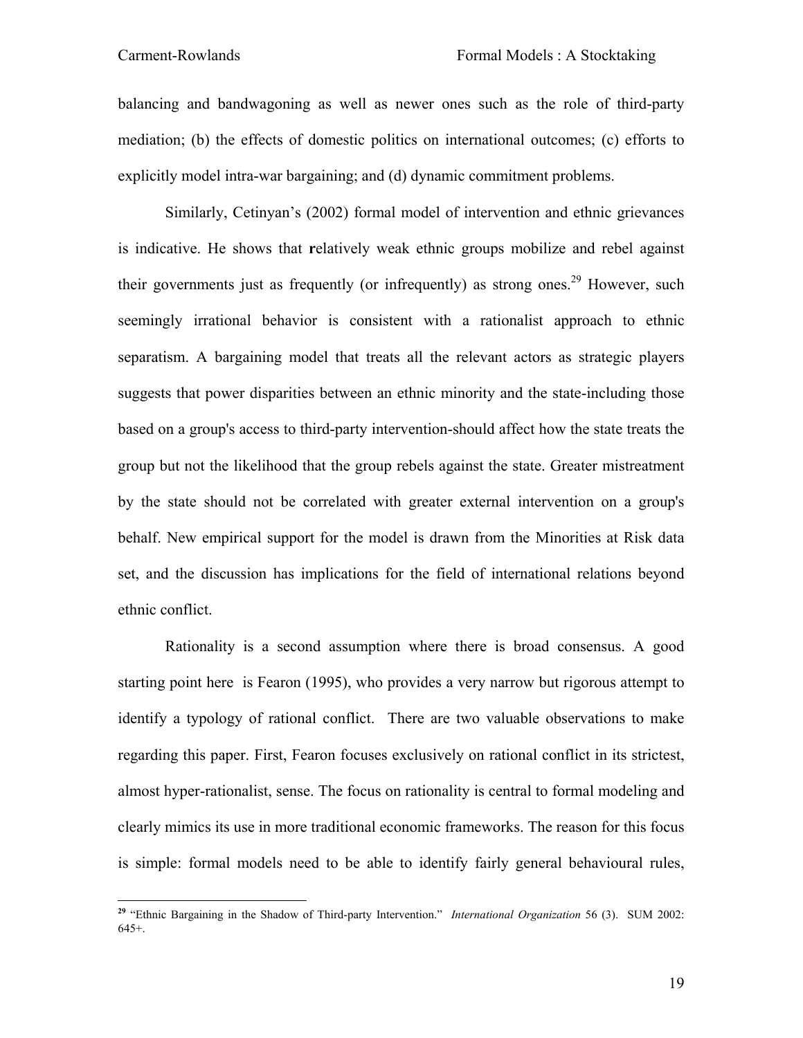balancing and bandwagoning as well as newer ones such as the role of third-party mediation; (b) the effects of domestic politics on international outcomes; (c) efforts to explicitly model intra-war bargaining; and (d) dynamic commitment problems.

Similarly, Cetinyan's (2002) formal model of intervention and ethnic grievances is indicative. He shows that **r**elatively weak ethnic groups mobilize and rebel against their governments just as frequently (or infrequently) as strong ones.[29] However, such seemingly irrational behavior is consistent with a rationalist approach to ethnic separatism. A bargaining model that treats all the relevant actors as strategic players suggests that power disparities between an ethnic minority and the state-including those based on a group's access to third-party intervention-should affect how the state treats the group but not the likelihood that the group rebels against the state. Greater mistreatment by the state should not be correlated with greater external intervention on a group's behalf. New empirical support for the model is drawn from the Minorities at Risk data set, and the discussion has implications for the field of international relations beyond ethnic conflict.

Rationality is a second assumption where there is broad consensus. A good starting point here is Fearon (1995), who provides a very narrow but rigorous attempt to identify a typology of rational conflict. There are two valuable observations to make regarding this paper. First, Fearon focuses exclusively on rational conflict in its strictest, almost hyper-rationalist, sense. The focus on rationality is central to formal modeling and clearly mimics its use in more traditional economic frameworks. The reason for this focus is simple: formal models need to be able to identify fairly general behavioural rules,

---

[29] "Ethnic Bargaining in the Shadow of Third-party Intervention." *International Organization* 56 (3). SUM 2002: 645+.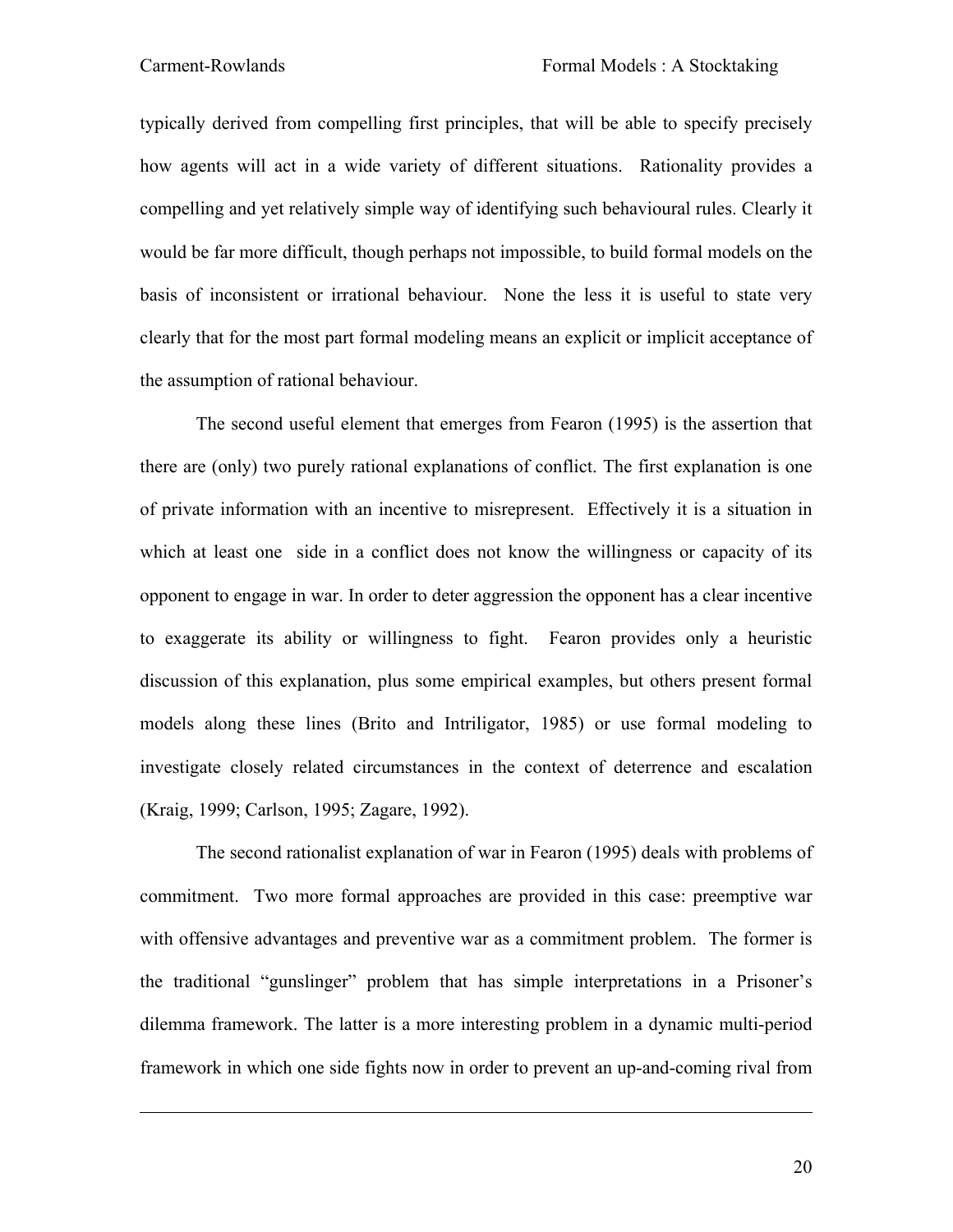typically derived from compelling first principles, that will be able to specify precisely how agents will act in a wide variety of different situations. Rationality provides a compelling and yet relatively simple way of identifying such behavioural rules. Clearly it would be far more difficult, though perhaps not impossible, to build formal models on the basis of inconsistent or irrational behaviour. None the less it is useful to state very clearly that for the most part formal modeling means an explicit or implicit acceptance of the assumption of rational behaviour.

The second useful element that emerges from Fearon (1995) is the assertion that there are (only) two purely rational explanations of conflict. The first explanation is one of private information with an incentive to misrepresent. Effectively it is a situation in which at least one side in a conflict does not know the willingness or capacity of its opponent to engage in war. In order to deter aggression the opponent has a clear incentive to exaggerate its ability or willingness to fight. Fearon provides only a heuristic discussion of this explanation, plus some empirical examples, but others present formal models along these lines (Brito and Intriligator, 1985) or use formal modeling to investigate closely related circumstances in the context of deterrence and escalation (Kraig, 1999; Carlson, 1995; Zagare, 1992).

The second rationalist explanation of war in Fearon (1995) deals with problems of commitment. Two more formal approaches are provided in this case: preemptive war with offensive advantages and preventive war as a commitment problem. The former is the traditional "gunslinger" problem that has simple interpretations in a Prisoner's dilemma framework. The latter is a more interesting problem in a dynamic multi-period framework in which one side fights now in order to prevent an up-and-coming rival from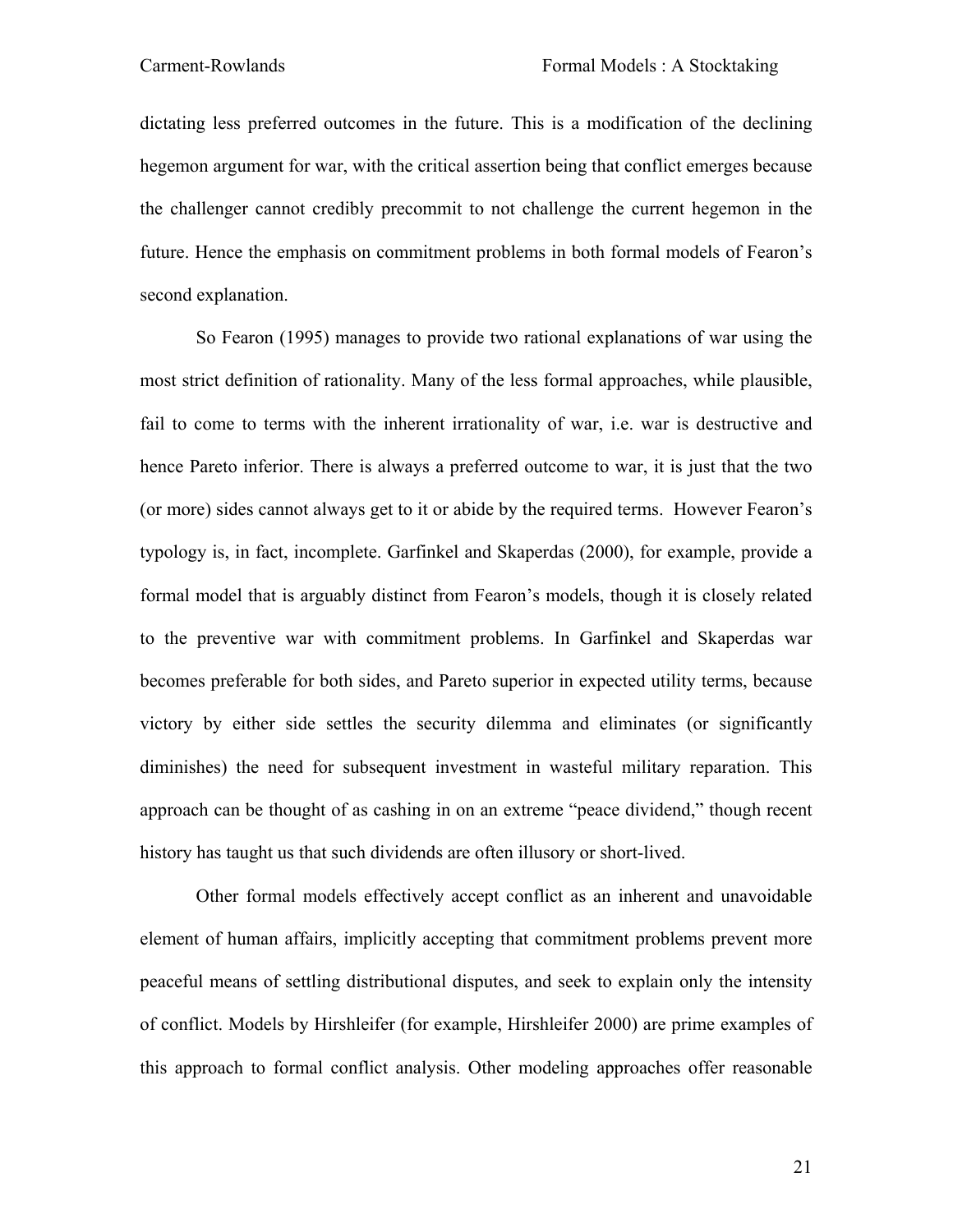dictating less preferred outcomes in the future. This is a modification of the declining hegemon argument for war, with the critical assertion being that conflict emerges because the challenger cannot credibly precommit to not challenge the current hegemon in the future. Hence the emphasis on commitment problems in both formal models of Fearon's second explanation.

So Fearon (1995) manages to provide two rational explanations of war using the most strict definition of rationality. Many of the less formal approaches, while plausible, fail to come to terms with the inherent irrationality of war, i.e. war is destructive and hence Pareto inferior. There is always a preferred outcome to war, it is just that the two (or more) sides cannot always get to it or abide by the required terms. However Fearon's typology is, in fact, incomplete. Garfinkel and Skaperdas (2000), for example, provide a formal model that is arguably distinct from Fearon's models, though it is closely related to the preventive war with commitment problems. In Garfinkel and Skaperdas war becomes preferable for both sides, and Pareto superior in expected utility terms, because victory by either side settles the security dilemma and eliminates (or significantly diminishes) the need for subsequent investment in wasteful military reparation. This approach can be thought of as cashing in on an extreme "peace dividend," though recent history has taught us that such dividends are often illusory or short-lived.

Other formal models effectively accept conflict as an inherent and unavoidable element of human affairs, implicitly accepting that commitment problems prevent more peaceful means of settling distributional disputes, and seek to explain only the intensity of conflict. Models by Hirshleifer (for example, Hirshleifer 2000) are prime examples of this approach to formal conflict analysis. Other modeling approaches offer reasonable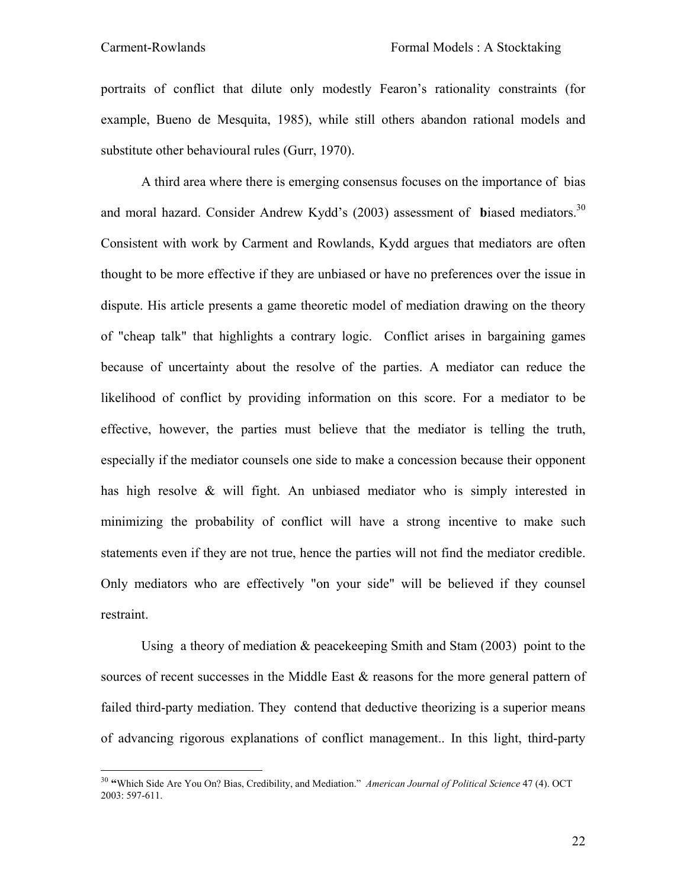portraits of conflict that dilute only modestly Fearon's rationality constraints (for example, Bueno de Mesquita, 1985), while still others abandon rational models and substitute other behavioural rules (Gurr, 1970).

A third area where there is emerging consensus focuses on the importance of bias and moral hazard. Consider Andrew Kydd's (2003) assessment of **b**iased mediators.[30] Consistent with work by Carment and Rowlands, Kydd argues that mediators are often thought to be more effective if they are unbiased or have no preferences over the issue in dispute. His article presents a game theoretic model of mediation drawing on the theory of "cheap talk" that highlights a contrary logic. Conflict arises in bargaining games because of uncertainty about the resolve of the parties. A mediator can reduce the likelihood of conflict by providing information on this score. For a mediator to be effective, however, the parties must believe that the mediator is telling the truth, especially if the mediator counsels one side to make a concession because their opponent has high resolve & will fight. An unbiased mediator who is simply interested in minimizing the probability of conflict will have a strong incentive to make such statements even if they are not true, hence the parties will not find the mediator credible. Only mediators who are effectively "on your side" will be believed if they counsel restraint.

Using a theory of mediation & peacekeeping Smith and Stam (2003) point to the sources of recent successes in the Middle East & reasons for the more general pattern of failed third-party mediation. They contend that deductive theorizing is a superior means of advancing rigorous explanations of conflict management.. In this light, third-party

[30] **"**Which Side Are You On? Bias, Credibility, and Mediation." *American Journal of Political Science* 47 (4). OCT 2003: 597-611.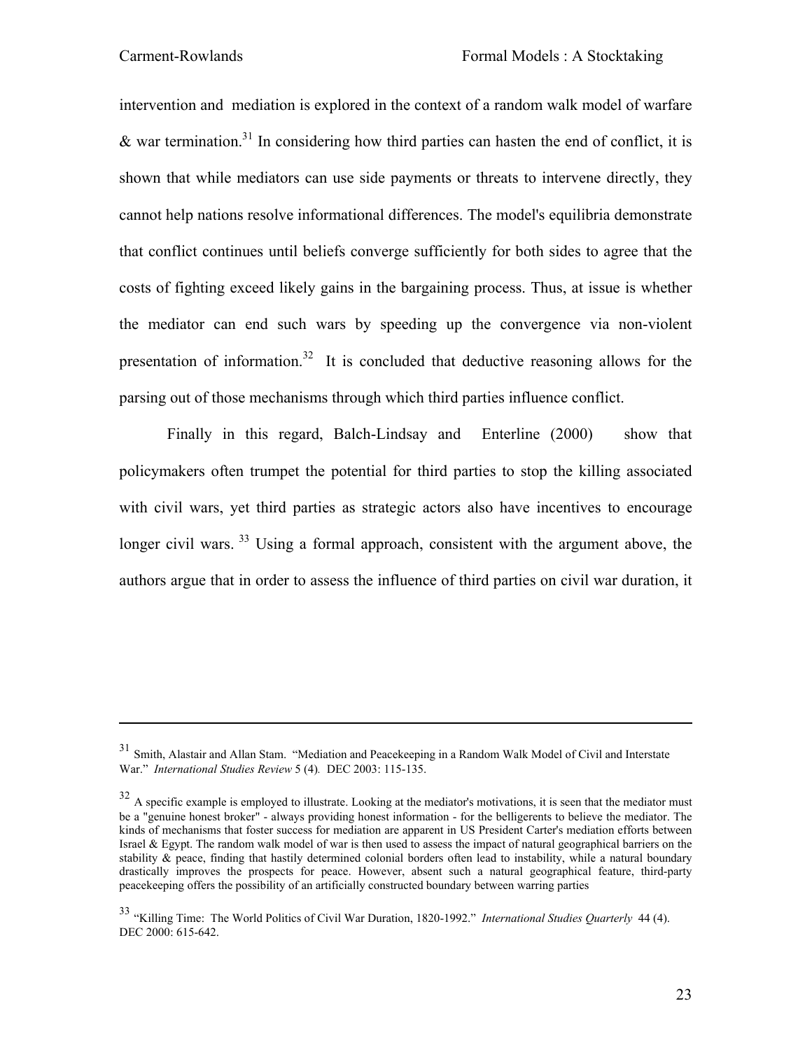intervention and mediation is explored in the context of a random walk model of warfare & war termination.[31] In considering how third parties can hasten the end of conflict, it is shown that while mediators can use side payments or threats to intervene directly, they cannot help nations resolve informational differences. The model's equilibria demonstrate that conflict continues until beliefs converge sufficiently for both sides to agree that the costs of fighting exceed likely gains in the bargaining process. Thus, at issue is whether the mediator can end such wars by speeding up the convergence via non-violent presentation of information.[32] It is concluded that deductive reasoning allows for the parsing out of those mechanisms through which third parties influence conflict.

Finally in this regard, Balch-Lindsay and Enterline (2000) show that policymakers often trumpet the potential for third parties to stop the killing associated with civil wars, yet third parties as strategic actors also have incentives to encourage longer civil wars.[33] Using a formal approach, consistent with the argument above, the authors argue that in order to assess the influence of third parties on civil war duration, it

---

[31] Smith, Alastair and Allan Stam. "Mediation and Peacekeeping in a Random Walk Model of Civil and Interstate War." *International Studies Review* 5 (4). DEC 2003: 115-135.

[32] A specific example is employed to illustrate. Looking at the mediator's motivations, it is seen that the mediator must be a "genuine honest broker" - always providing honest information - for the belligerents to believe the mediator. The kinds of mechanisms that foster success for mediation are apparent in US President Carter's mediation efforts between Israel & Egypt. The random walk model of war is then used to assess the impact of natural geographical barriers on the stability & peace, finding that hastily determined colonial borders often lead to instability, while a natural boundary drastically improves the prospects for peace. However, absent such a natural geographical feature, third-party peacekeeping offers the possibility of an artificially constructed boundary between warring parties

[33] "Killing Time: The World Politics of Civil War Duration, 1820-1992." *International Studies Quarterly* 44 (4). DEC 2000: 615-642.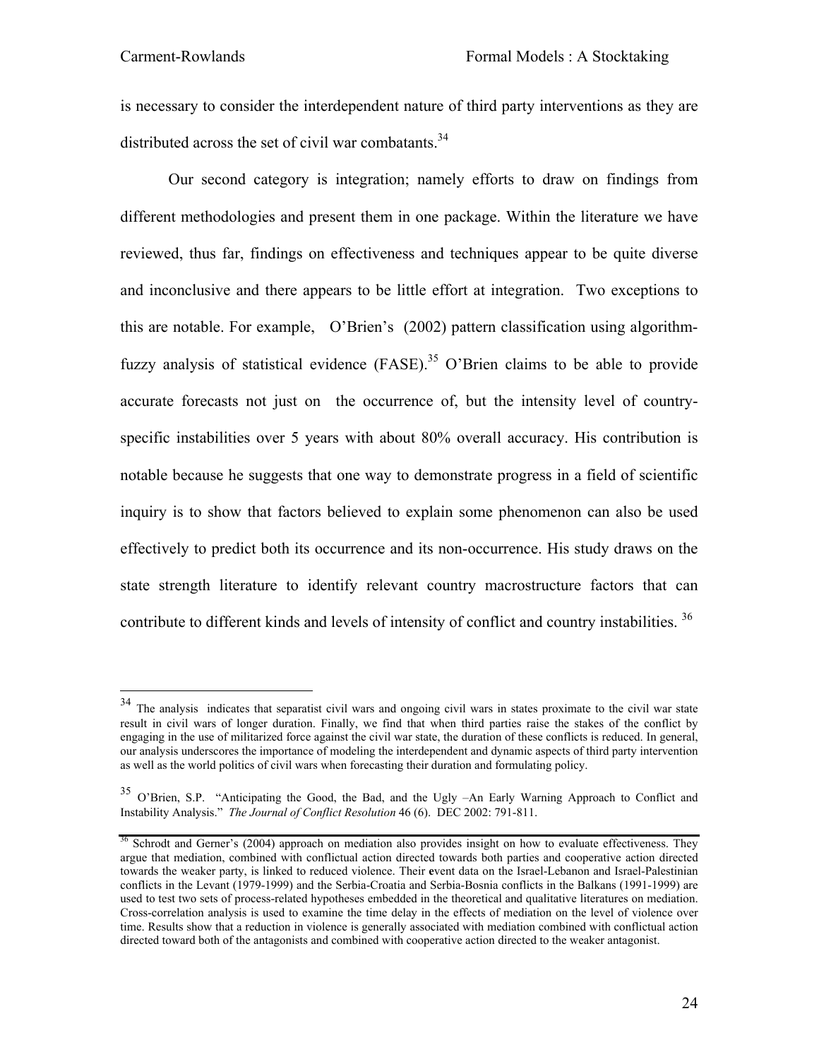is necessary to consider the interdependent nature of third party interventions as they are distributed across the set of civil war combatants.[34]

Our second category is integration; namely efforts to draw on findings from different methodologies and present them in one package. Within the literature we have reviewed, thus far, findings on effectiveness and techniques appear to be quite diverse and inconclusive and there appears to be little effort at integration. Two exceptions to this are notable. For example, O'Brien's (2002) pattern classification using algorithm-fuzzy analysis of statistical evidence (FASE).[35] O'Brien claims to be able to provide accurate forecasts not just on the occurrence of, but the intensity level of country-specific instabilities over 5 years with about 80% overall accuracy. His contribution is notable because he suggests that one way to demonstrate progress in a field of scientific inquiry is to show that factors believed to explain some phenomenon can also be used effectively to predict both its occurrence and its non-occurrence. His study draws on the state strength literature to identify relevant country macrostructure factors that can contribute to different kinds and levels of intensity of conflict and country instabilities. [36]

---

[34] The analysis indicates that separatist civil wars and ongoing civil wars in states proximate to the civil war state result in civil wars of longer duration. Finally, we find that when third parties raise the stakes of the conflict by engaging in the use of militarized force against the civil war state, the duration of these conflicts is reduced. In general, our analysis underscores the importance of modeling the interdependent and dynamic aspects of third party intervention as well as the world politics of civil wars when forecasting their duration and formulating policy.

[35] O'Brien, S.P. "Anticipating the Good, the Bad, and the Ugly –An Early Warning Approach to Conflict and Instability Analysis." *The Journal of Conflict Resolution* 46 (6). DEC 2002: 791-811.

[36] Schrodt and Gerner's (2004) approach on mediation also provides insight on how to evaluate effectiveness. They argue that mediation, combined with conflictual action directed towards both parties and cooperative action directed towards the weaker party, is linked to reduced violence. Their event data on the Israel-Lebanon and Israel-Palestinian conflicts in the Levant (1979-1999) and the Serbia-Croatia and Serbia-Bosnia conflicts in the Balkans (1991-1999) are used to test two sets of process-related hypotheses embedded in the theoretical and qualitative literatures on mediation. Cross-correlation analysis is used to examine the time delay in the effects of mediation on the level of violence over time. Results show that a reduction in violence is generally associated with mediation combined with conflictual action directed toward both of the antagonists and combined with cooperative action directed to the weaker antagonist.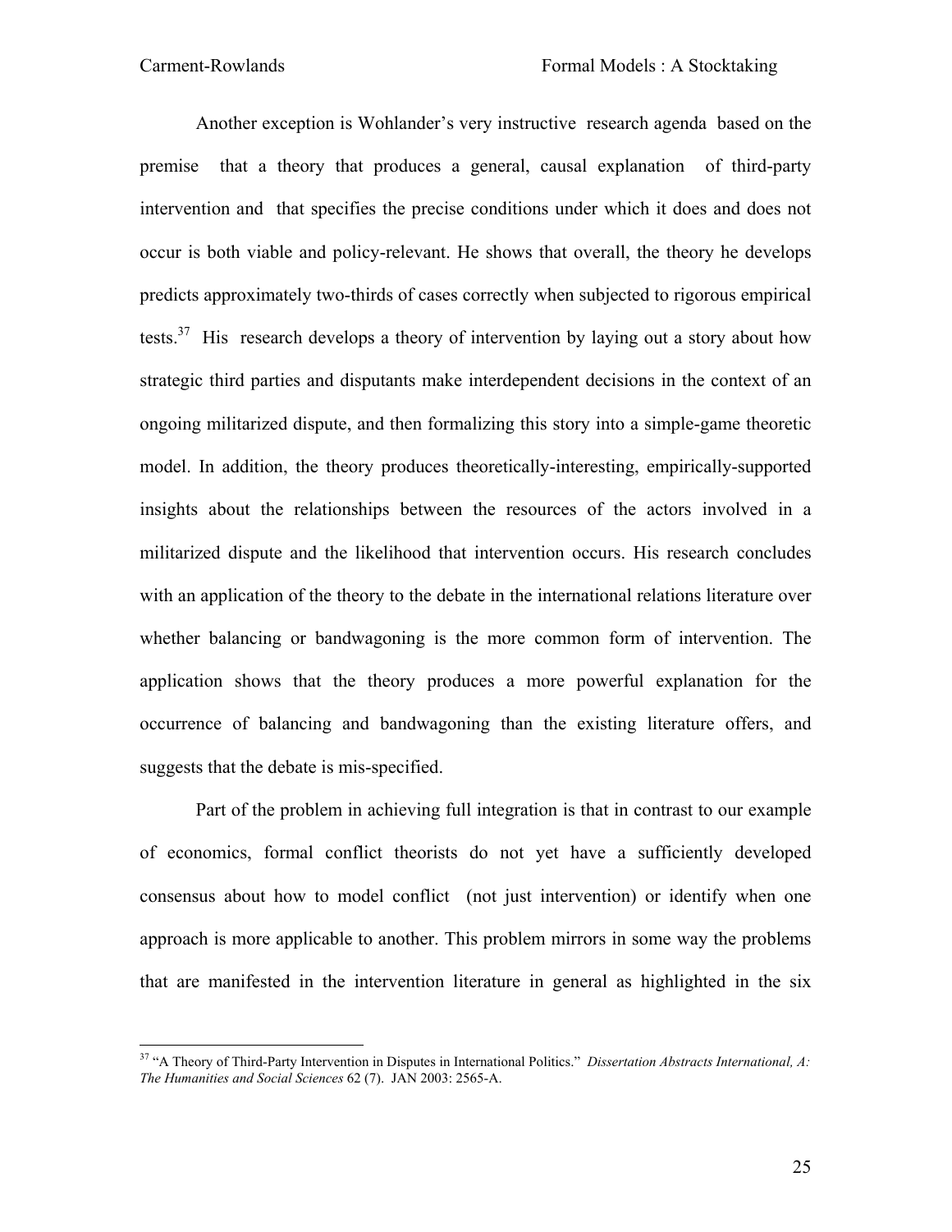Another exception is Wohlander's very instructive research agenda based on the premise that a theory that produces a general, causal explanation of third-party intervention and that specifies the precise conditions under which it does and does not occur is both viable and policy-relevant. He shows that overall, the theory he develops predicts approximately two-thirds of cases correctly when subjected to rigorous empirical tests.[37] His research develops a theory of intervention by laying out a story about how strategic third parties and disputants make interdependent decisions in the context of an ongoing militarized dispute, and then formalizing this story into a simple-game theoretic model. In addition, the theory produces theoretically-interesting, empirically-supported insights about the relationships between the resources of the actors involved in a militarized dispute and the likelihood that intervention occurs. His research concludes with an application of the theory to the debate in the international relations literature over whether balancing or bandwagoning is the more common form of intervention. The application shows that the theory produces a more powerful explanation for the occurrence of balancing and bandwagoning than the existing literature offers, and suggests that the debate is mis-specified.

Part of the problem in achieving full integration is that in contrast to our example of economics, formal conflict theorists do not yet have a sufficiently developed consensus about how to model conflict (not just intervention) or identify when one approach is more applicable to another. This problem mirrors in some way the problems that are manifested in the intervention literature in general as highlighted in the six

---

[37] "A Theory of Third-Party Intervention in Disputes in International Politics." *Dissertation Abstracts International, A: The Humanities and Social Sciences* 62 (7). JAN 2003: 2565-A.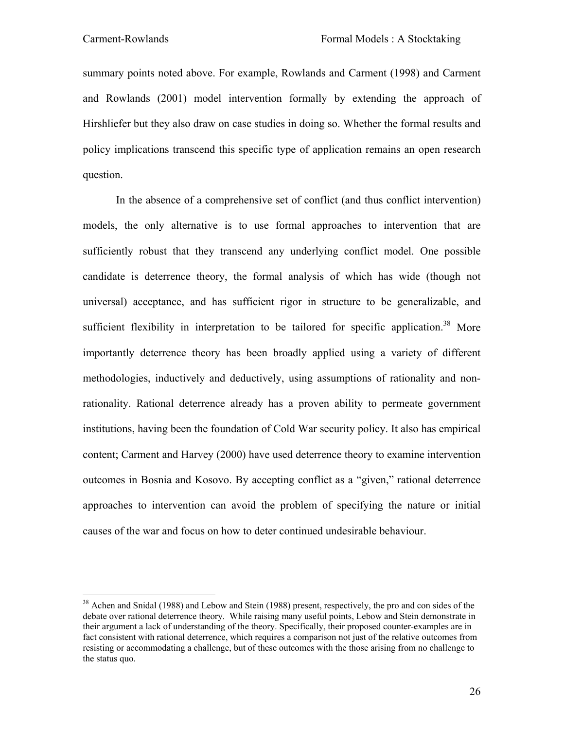summary points noted above. For example, Rowlands and Carment (1998) and Carment and Rowlands (2001) model intervention formally by extending the approach of Hirshliefer but they also draw on case studies in doing so. Whether the formal results and policy implications transcend this specific type of application remains an open research question.

In the absence of a comprehensive set of conflict (and thus conflict intervention) models, the only alternative is to use formal approaches to intervention that are sufficiently robust that they transcend any underlying conflict model. One possible candidate is deterrence theory, the formal analysis of which has wide (though not universal) acceptance, and has sufficient rigor in structure to be generalizable, and sufficient flexibility in interpretation to be tailored for specific application.[38] More importantly deterrence theory has been broadly applied using a variety of different methodologies, inductively and deductively, using assumptions of rationality and non-rationality. Rational deterrence already has a proven ability to permeate government institutions, having been the foundation of Cold War security policy. It also has empirical content; Carment and Harvey (2000) have used deterrence theory to examine intervention outcomes in Bosnia and Kosovo. By accepting conflict as a "given," rational deterrence approaches to intervention can avoid the problem of specifying the nature or initial causes of the war and focus on how to deter continued undesirable behaviour.

---

[38] Achen and Snidal (1988) and Lebow and Stein (1988) present, respectively, the pro and con sides of the debate over rational deterrence theory. While raising many useful points, Lebow and Stein demonstrate in their argument a lack of understanding of the theory. Specifically, their proposed counter-examples are in fact consistent with rational deterrence, which requires a comparison not just of the relative outcomes from resisting or accommodating a challenge, but of these outcomes with the those arising from no challenge to the status quo.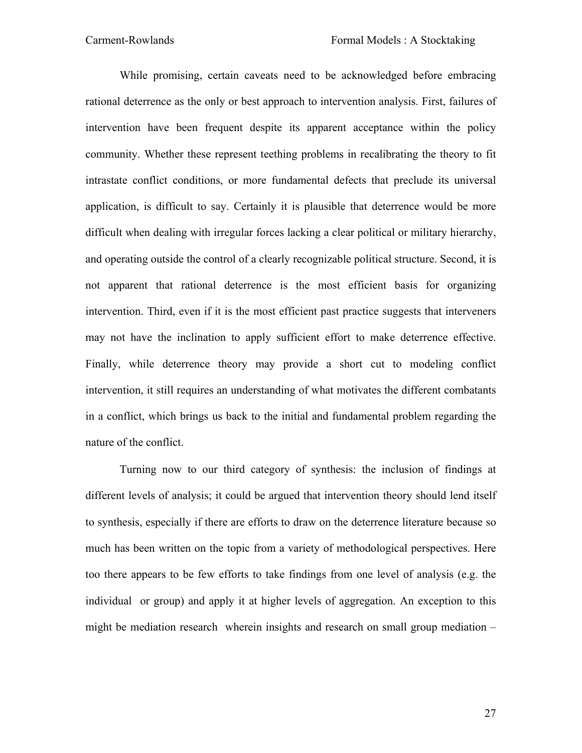While promising, certain caveats need to be acknowledged before embracing rational deterrence as the only or best approach to intervention analysis. First, failures of intervention have been frequent despite its apparent acceptance within the policy community. Whether these represent teething problems in recalibrating the theory to fit intrastate conflict conditions, or more fundamental defects that preclude its universal application, is difficult to say. Certainly it is plausible that deterrence would be more difficult when dealing with irregular forces lacking a clear political or military hierarchy, and operating outside the control of a clearly recognizable political structure. Second, it is not apparent that rational deterrence is the most efficient basis for organizing intervention. Third, even if it is the most efficient past practice suggests that interveners may not have the inclination to apply sufficient effort to make deterrence effective. Finally, while deterrence theory may provide a short cut to modeling conflict intervention, it still requires an understanding of what motivates the different combatants in a conflict, which brings us back to the initial and fundamental problem regarding the nature of the conflict.

Turning now to our third category of synthesis: the inclusion of findings at different levels of analysis; it could be argued that intervention theory should lend itself to synthesis, especially if there are efforts to draw on the deterrence literature because so much has been written on the topic from a variety of methodological perspectives. Here too there appears to be few efforts to take findings from one level of analysis (e.g. the individual or group) and apply it at higher levels of aggregation. An exception to this might be mediation research wherein insights and research on small group mediation –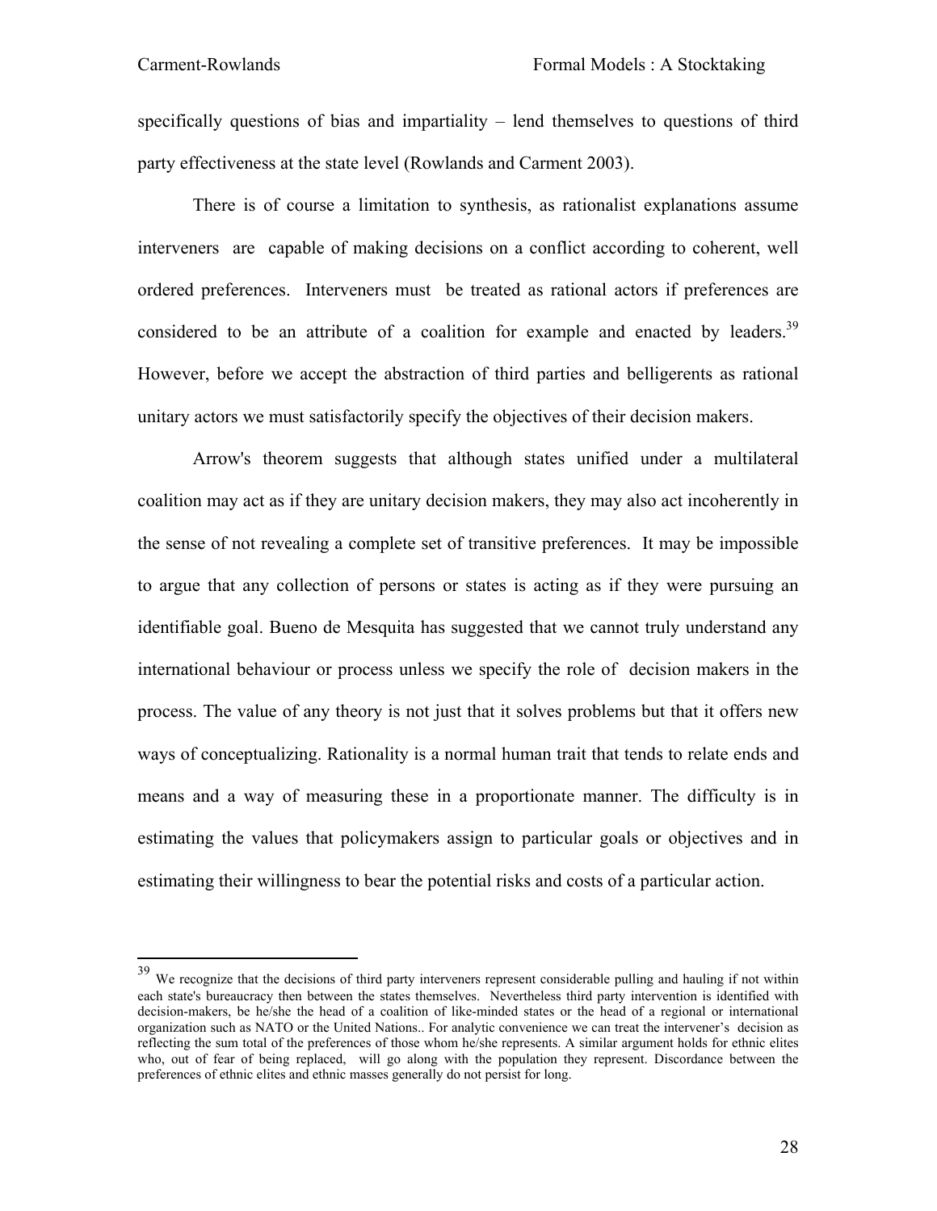specifically questions of bias and impartiality – lend themselves to questions of third party effectiveness at the state level (Rowlands and Carment 2003).

There is of course a limitation to synthesis, as rationalist explanations assume interveners are capable of making decisions on a conflict according to coherent, well ordered preferences. Interveners must be treated as rational actors if preferences are considered to be an attribute of a coalition for example and enacted by leaders.[39] However, before we accept the abstraction of third parties and belligerents as rational unitary actors we must satisfactorily specify the objectives of their decision makers.

Arrow's theorem suggests that although states unified under a multilateral coalition may act as if they are unitary decision makers, they may also act incoherently in the sense of not revealing a complete set of transitive preferences. It may be impossible to argue that any collection of persons or states is acting as if they were pursuing an identifiable goal. Bueno de Mesquita has suggested that we cannot truly understand any international behaviour or process unless we specify the role of decision makers in the process. The value of any theory is not just that it solves problems but that it offers new ways of conceptualizing. Rationality is a normal human trait that tends to relate ends and means and a way of measuring these in a proportionate manner. The difficulty is in estimating the values that policymakers assign to particular goals or objectives and in estimating their willingness to bear the potential risks and costs of a particular action.

---

[39] We recognize that the decisions of third party interveners represent considerable pulling and hauling if not within each state's bureaucracy then between the states themselves. Nevertheless third party intervention is identified with decision-makers, be he/she the head of a coalition of like-minded states or the head of a regional or international organization such as NATO or the United Nations.. For analytic convenience we can treat the intervener's decision as reflecting the sum total of the preferences of those whom he/she represents. A similar argument holds for ethnic elites who, out of fear of being replaced, will go along with the population they represent. Discordance between the preferences of ethnic elites and ethnic masses generally do not persist for long.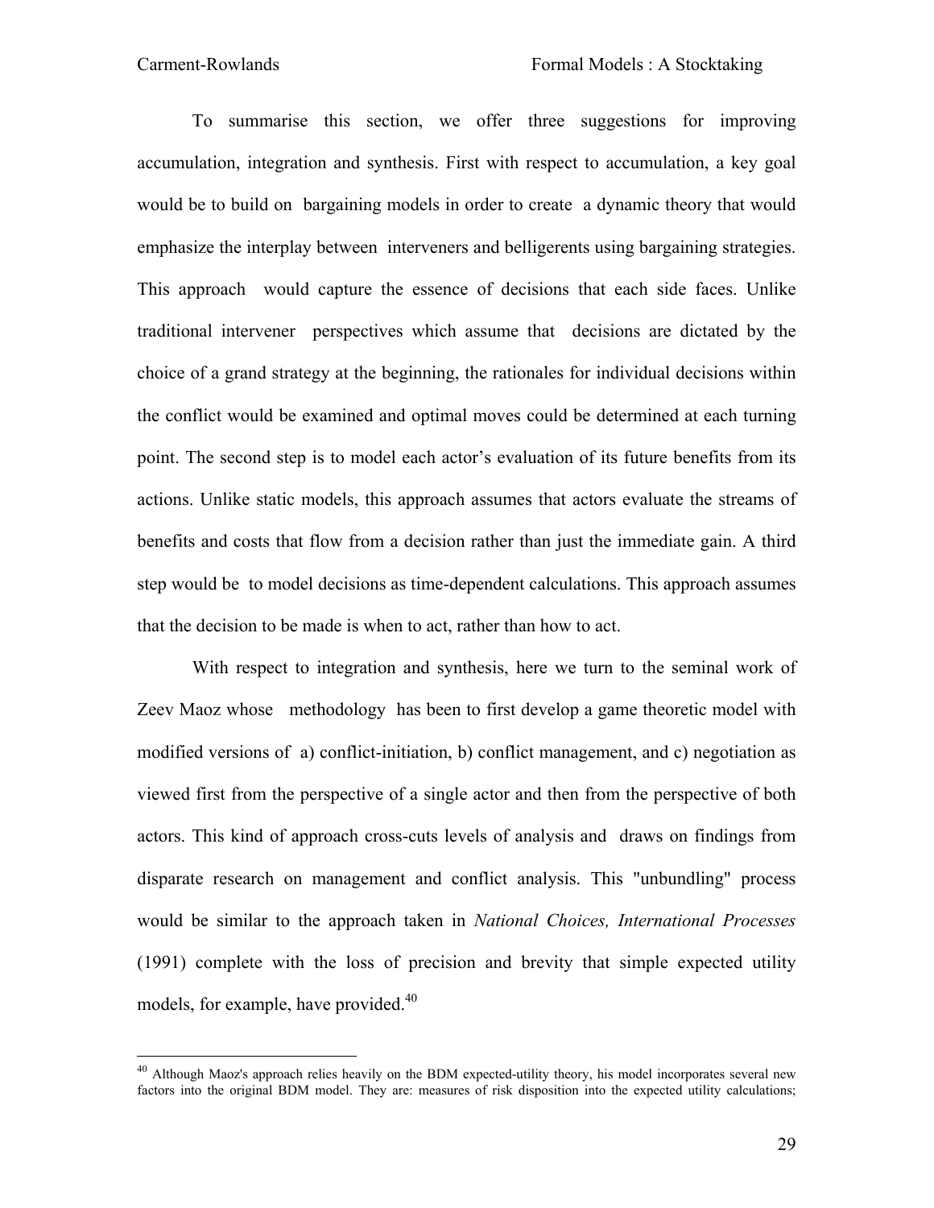To summarise this section, we offer three suggestions for improving accumulation, integration and synthesis. First with respect to accumulation, a key goal would be to build on bargaining models in order to create a dynamic theory that would emphasize the interplay between interveners and belligerents using bargaining strategies. This approach would capture the essence of decisions that each side faces. Unlike traditional intervener perspectives which assume that decisions are dictated by the choice of a grand strategy at the beginning, the rationales for individual decisions within the conflict would be examined and optimal moves could be determined at each turning point. The second step is to model each actor's evaluation of its future benefits from its actions. Unlike static models, this approach assumes that actors evaluate the streams of benefits and costs that flow from a decision rather than just the immediate gain. A third step would be to model decisions as time-dependent calculations. This approach assumes that the decision to be made is when to act, rather than how to act.

With respect to integration and synthesis, here we turn to the seminal work of Zeev Maoz whose methodology has been to first develop a game theoretic model with modified versions of a) conflict-initiation, b) conflict management, and c) negotiation as viewed first from the perspective of a single actor and then from the perspective of both actors. This kind of approach cross-cuts levels of analysis and draws on findings from disparate research on management and conflict analysis. This "unbundling" process would be similar to the approach taken in *National Choices, International Processes* (1991) complete with the loss of precision and brevity that simple expected utility models, for example, have provided.[40]

---

[40] Although Maoz's approach relies heavily on the BDM expected-utility theory, his model incorporates several new factors into the original BDM model. They are: measures of risk disposition into the expected utility calculations;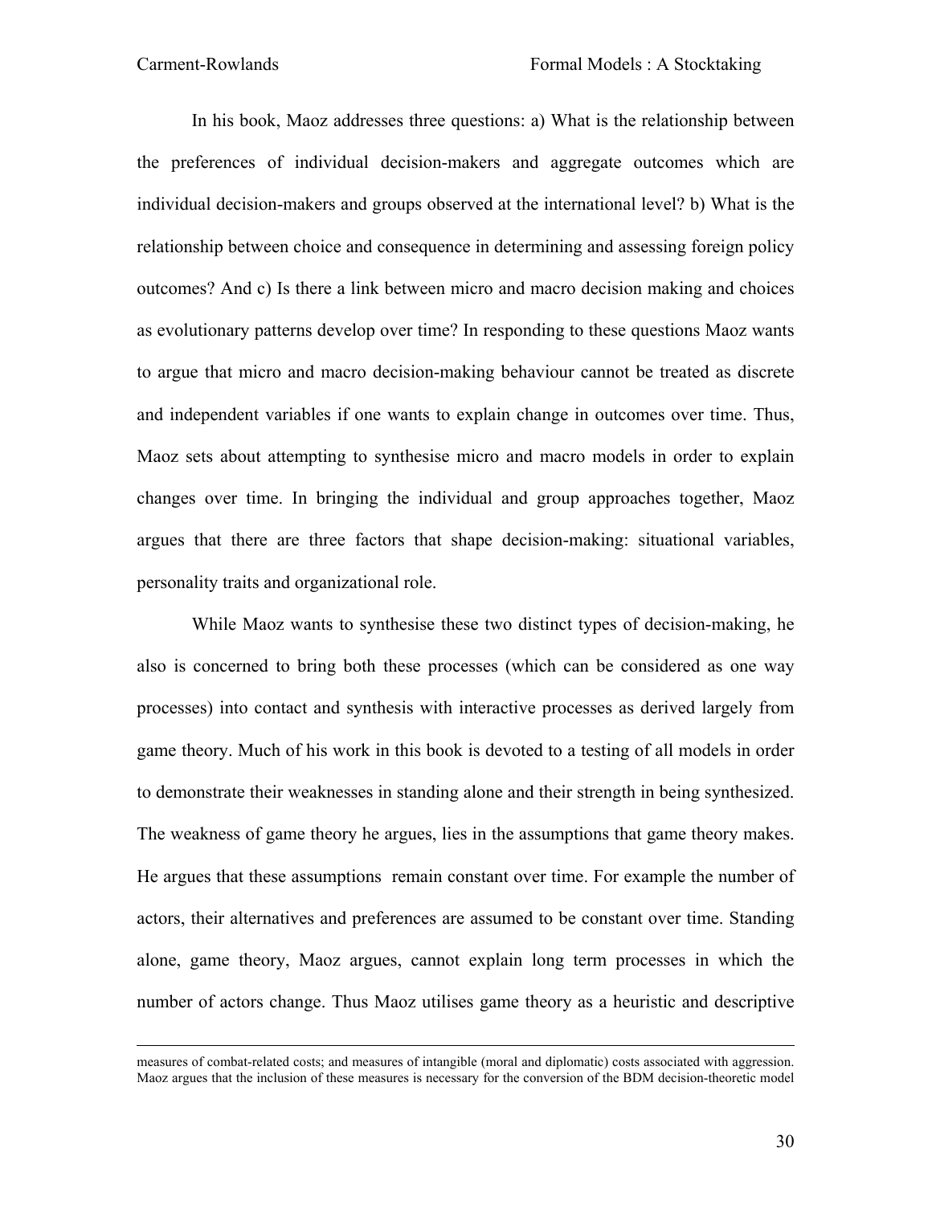In his book, Maoz addresses three questions: a) What is the relationship between the preferences of individual decision-makers and aggregate outcomes which are individual decision-makers and groups observed at the international level? b) What is the relationship between choice and consequence in determining and assessing foreign policy outcomes? And c) Is there a link between micro and macro decision making and choices as evolutionary patterns develop over time? In responding to these questions Maoz wants to argue that micro and macro decision-making behaviour cannot be treated as discrete and independent variables if one wants to explain change in outcomes over time. Thus, Maoz sets about attempting to synthesise micro and macro models in order to explain changes over time. In bringing the individual and group approaches together, Maoz argues that there are three factors that shape decision-making: situational variables, personality traits and organizational role.

While Maoz wants to synthesise these two distinct types of decision-making, he also is concerned to bring both these processes (which can be considered as one way processes) into contact and synthesis with interactive processes as derived largely from game theory. Much of his work in this book is devoted to a testing of all models in order to demonstrate their weaknesses in standing alone and their strength in being synthesized. The weakness of game theory he argues, lies in the assumptions that game theory makes. He argues that these assumptions remain constant over time. For example the number of actors, their alternatives and preferences are assumed to be constant over time. Standing alone, game theory, Maoz argues, cannot explain long term processes in which the number of actors change. Thus Maoz utilises game theory as a heuristic and descriptive

---

measures of combat-related costs; and measures of intangible (moral and diplomatic) costs associated with aggression. Maoz argues that the inclusion of these measures is necessary for the conversion of the BDM decision-theoretic model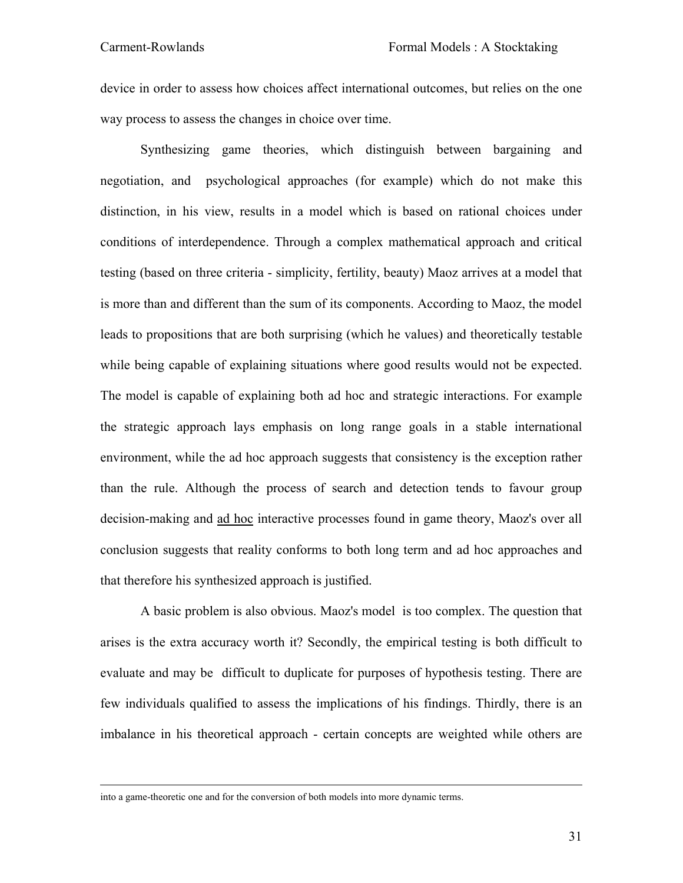device in order to assess how choices affect international outcomes, but relies on the one way process to assess the changes in choice over time.

Synthesizing game theories, which distinguish between bargaining and negotiation, and psychological approaches (for example) which do not make this distinction, in his view, results in a model which is based on rational choices under conditions of interdependence. Through a complex mathematical approach and critical testing (based on three criteria - simplicity, fertility, beauty) Maoz arrives at a model that is more than and different than the sum of its components. According to Maoz, the model leads to propositions that are both surprising (which he values) and theoretically testable while being capable of explaining situations where good results would not be expected. The model is capable of explaining both ad hoc and strategic interactions. For example the strategic approach lays emphasis on long range goals in a stable international environment, while the ad hoc approach suggests that consistency is the exception rather than the rule. Although the process of search and detection tends to favour group decision-making and ad hoc interactive processes found in game theory, Maoz's over all conclusion suggests that reality conforms to both long term and ad hoc approaches and that therefore his synthesized approach is justified.

A basic problem is also obvious. Maoz's model is too complex. The question that arises is the extra accuracy worth it? Secondly, the empirical testing is both difficult to evaluate and may be difficult to duplicate for purposes of hypothesis testing. There are few individuals qualified to assess the implications of his findings. Thirdly, there is an imbalance in his theoretical approach - certain concepts are weighted while others are

---

into a game-theoretic one and for the conversion of both models into more dynamic terms.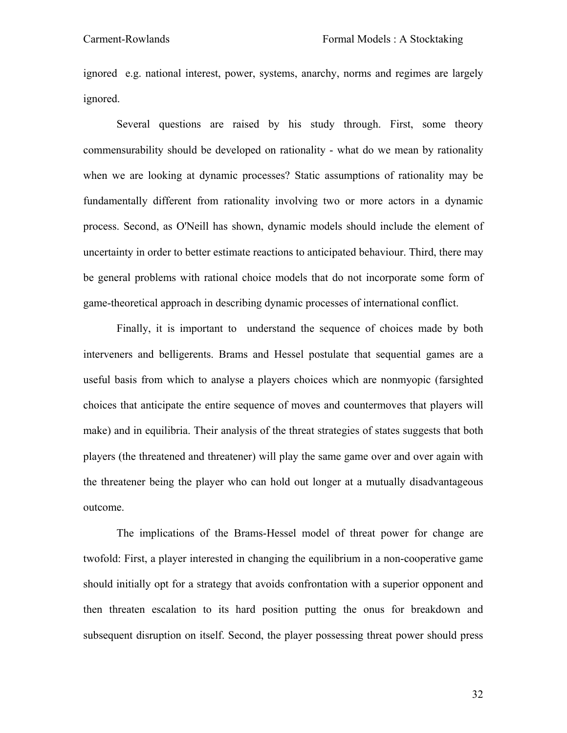ignored  e.g. national interest, power, systems, anarchy, norms and regimes are largely ignored.

Several questions are raised by his study through. First, some theory commensurability should be developed on rationality - what do we mean by rationality when we are looking at dynamic processes? Static assumptions of rationality may be fundamentally different from rationality involving two or more actors in a dynamic process. Second, as O'Neill has shown, dynamic models should include the element of uncertainty in order to better estimate reactions to anticipated behaviour. Third, there may be general problems with rational choice models that do not incorporate some form of game-theoretical approach in describing dynamic processes of international conflict.

Finally, it is important to  understand the sequence of choices made by both interveners and belligerents. Brams and Hessel postulate that sequential games are a useful basis from which to analyse a players choices which are nonmyopic (farsighted choices that anticipate the entire sequence of moves and countermoves that players will make) and in equilibria. Their analysis of the threat strategies of states suggests that both players (the threatened and threatener) will play the same game over and over again with the threatener being the player who can hold out longer at a mutually disadvantageous outcome.

The implications of the Brams-Hessel model of threat power for change are twofold: First, a player interested in changing the equilibrium in a non-cooperative game should initially opt for a strategy that avoids confrontation with a superior opponent and then threaten escalation to its hard position putting the onus for breakdown and subsequent disruption on itself. Second, the player possessing threat power should press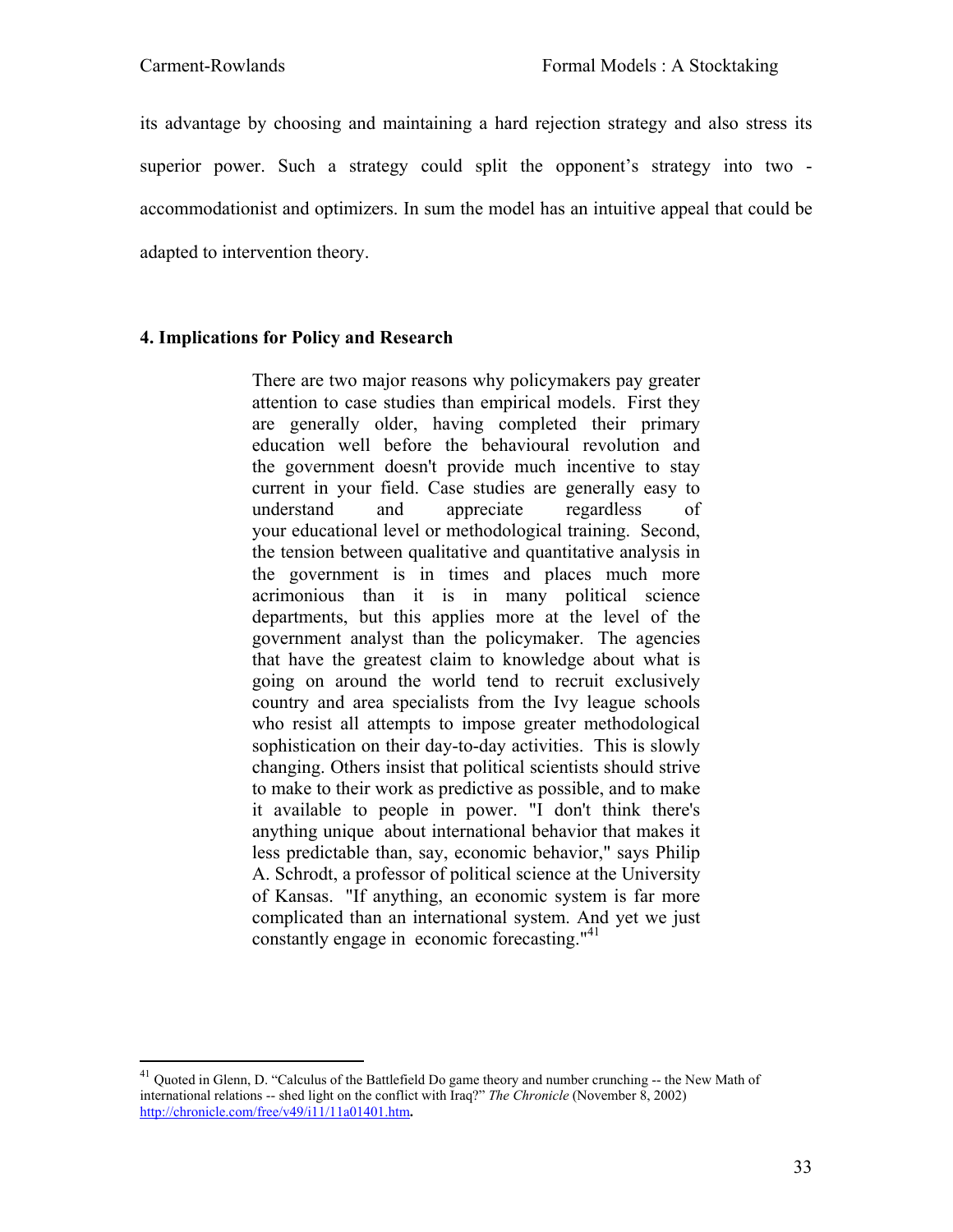its advantage by choosing and maintaining a hard rejection strategy and also stress its superior power. Such a strategy could split the opponent's strategy into two - accommodationist and optimizers. In sum the model has an intuitive appeal that could be adapted to intervention theory.

## 4. Implications for Policy and Research

> There are two major reasons why policymakers pay greater attention to case studies than empirical models. First they are generally older, having completed their primary education well before the behavioural revolution and the government doesn't provide much incentive to stay current in your field. Case studies are generally easy to understand and appreciate regardless of your educational level or methodological training. Second, the tension between qualitative and quantitative analysis in the government is in times and places much more acrimonious than it is in many political science departments, but this applies more at the level of the government analyst than the policymaker. The agencies that have the greatest claim to knowledge about what is going on around the world tend to recruit exclusively country and area specialists from the Ivy league schools who resist all attempts to impose greater methodological sophistication on their day-to-day activities. This is slowly changing. Others insist that political scientists should strive to make to their work as predictive as possible, and to make it available to people in power. "I don't think there's anything unique about international behavior that makes it less predictable than, say, economic behavior," says Philip A. Schrodt, a professor of political science at the University of Kansas. "If anything, an economic system is far more complicated than an international system. And yet we just constantly engage in economic forecasting."[41]

---

[41] Quoted in Glenn, D. "Calculus of the Battlefield Do game theory and number crunching -- the New Math of international relations -- shed light on the conflict with Iraq?" *The Chronicle* (November 8, 2002) http://chronicle.com/free/v49/i11/11a01401.htm.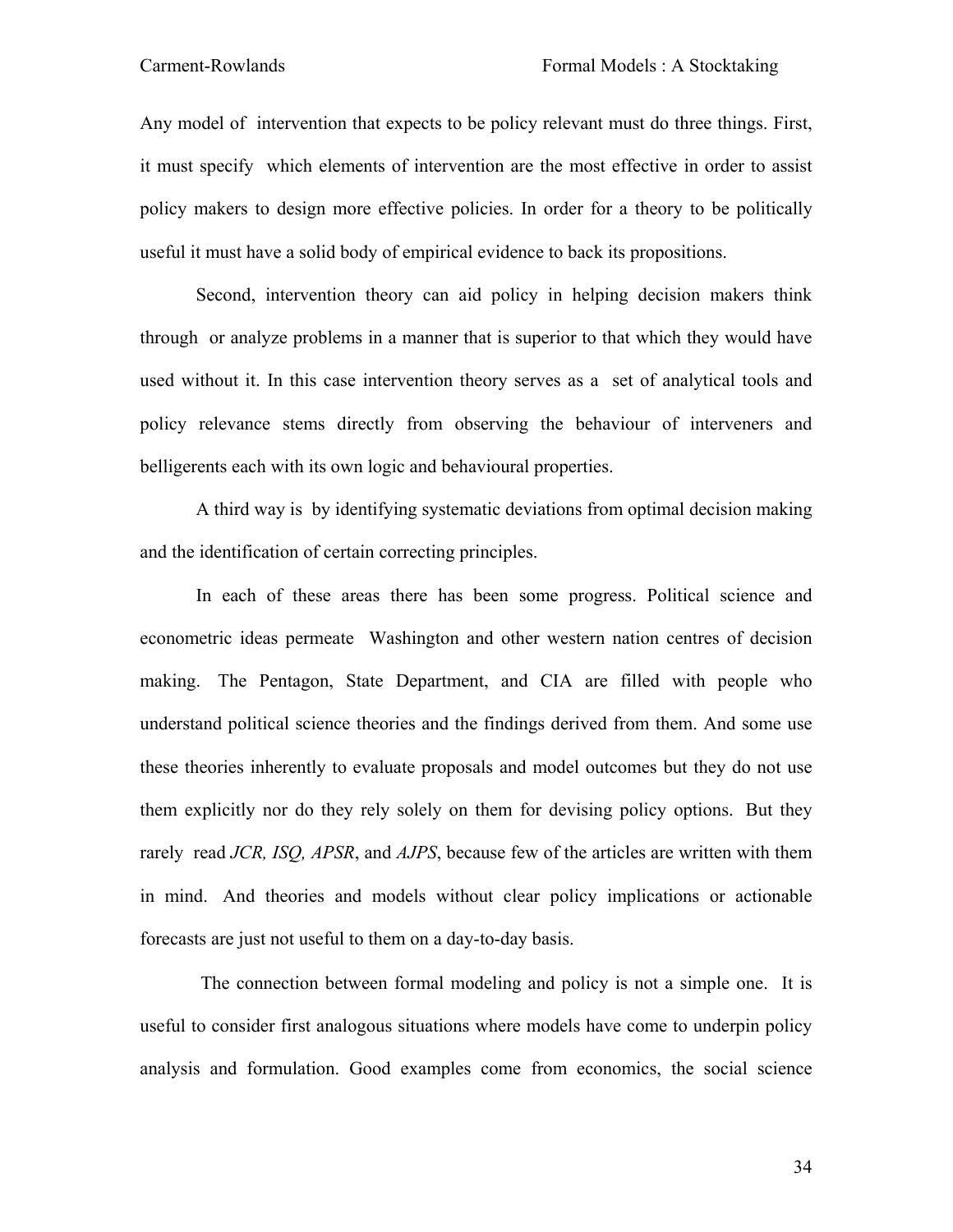Any model of intervention that expects to be policy relevant must do three things. First, it must specify which elements of intervention are the most effective in order to assist policy makers to design more effective policies. In order for a theory to be politically useful it must have a solid body of empirical evidence to back its propositions.

Second, intervention theory can aid policy in helping decision makers think through or analyze problems in a manner that is superior to that which they would have used without it. In this case intervention theory serves as a set of analytical tools and policy relevance stems directly from observing the behaviour of interveners and belligerents each with its own logic and behavioural properties.

A third way is by identifying systematic deviations from optimal decision making and the identification of certain correcting principles.

In each of these areas there has been some progress. Political science and econometric ideas permeate Washington and other western nation centres of decision making. The Pentagon, State Department, and CIA are filled with people who understand political science theories and the findings derived from them. And some use these theories inherently to evaluate proposals and model outcomes but they do not use them explicitly nor do they rely solely on them for devising policy options. But they rarely read *JCR, ISQ, APSR*, and *AJPS*, because few of the articles are written with them in mind. And theories and models without clear policy implications or actionable forecasts are just not useful to them on a day-to-day basis.

The connection between formal modeling and policy is not a simple one. It is useful to consider first analogous situations where models have come to underpin policy analysis and formulation. Good examples come from economics, the social science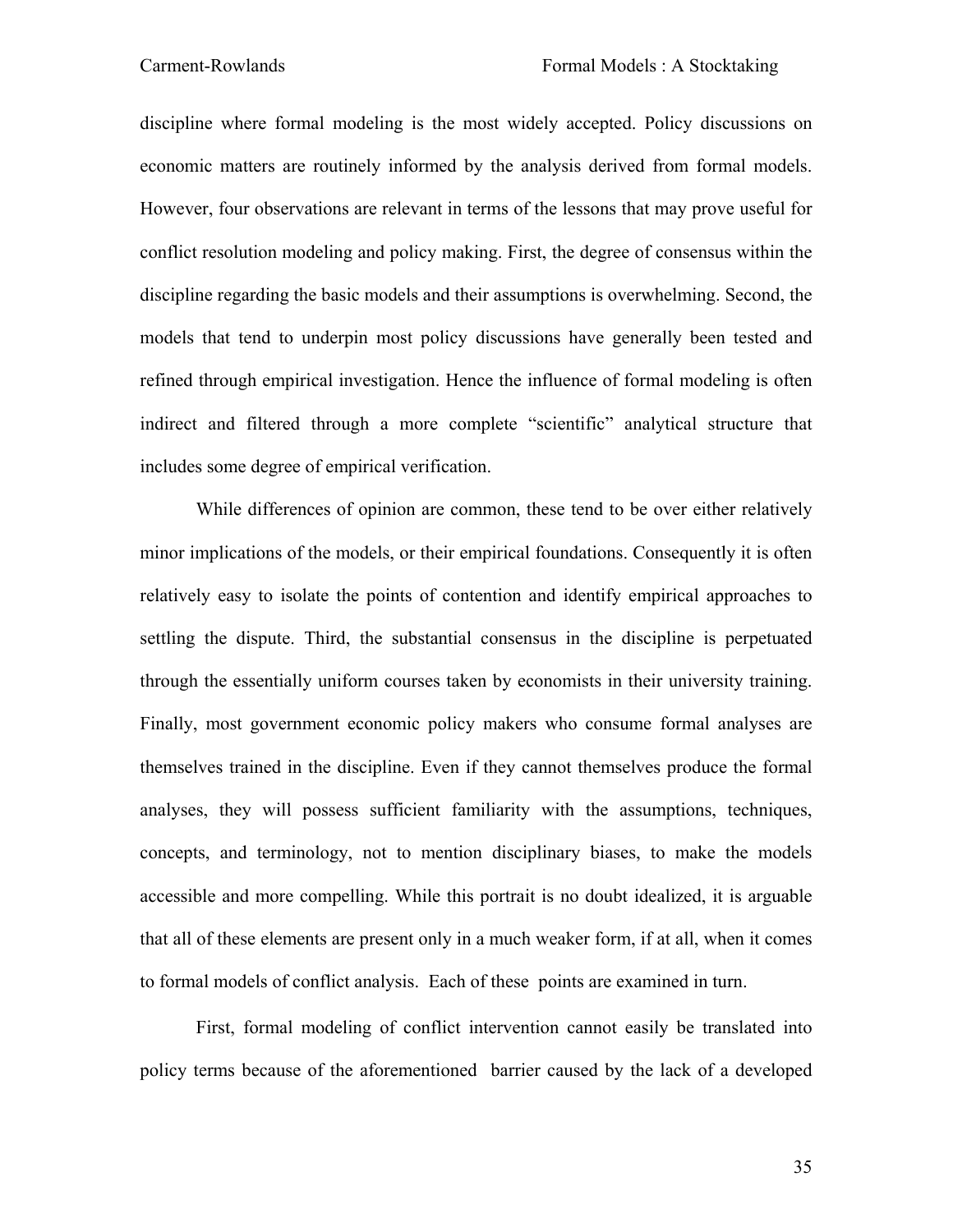discipline where formal modeling is the most widely accepted. Policy discussions on economic matters are routinely informed by the analysis derived from formal models. However, four observations are relevant in terms of the lessons that may prove useful for conflict resolution modeling and policy making. First, the degree of consensus within the discipline regarding the basic models and their assumptions is overwhelming. Second, the models that tend to underpin most policy discussions have generally been tested and refined through empirical investigation. Hence the influence of formal modeling is often indirect and filtered through a more complete "scientific" analytical structure that includes some degree of empirical verification.

While differences of opinion are common, these tend to be over either relatively minor implications of the models, or their empirical foundations. Consequently it is often relatively easy to isolate the points of contention and identify empirical approaches to settling the dispute. Third, the substantial consensus in the discipline is perpetuated through the essentially uniform courses taken by economists in their university training. Finally, most government economic policy makers who consume formal analyses are themselves trained in the discipline. Even if they cannot themselves produce the formal analyses, they will possess sufficient familiarity with the assumptions, techniques, concepts, and terminology, not to mention disciplinary biases, to make the models accessible and more compelling. While this portrait is no doubt idealized, it is arguable that all of these elements are present only in a much weaker form, if at all, when it comes to formal models of conflict analysis. Each of these points are examined in turn.

First, formal modeling of conflict intervention cannot easily be translated into policy terms because of the aforementioned barrier caused by the lack of a developed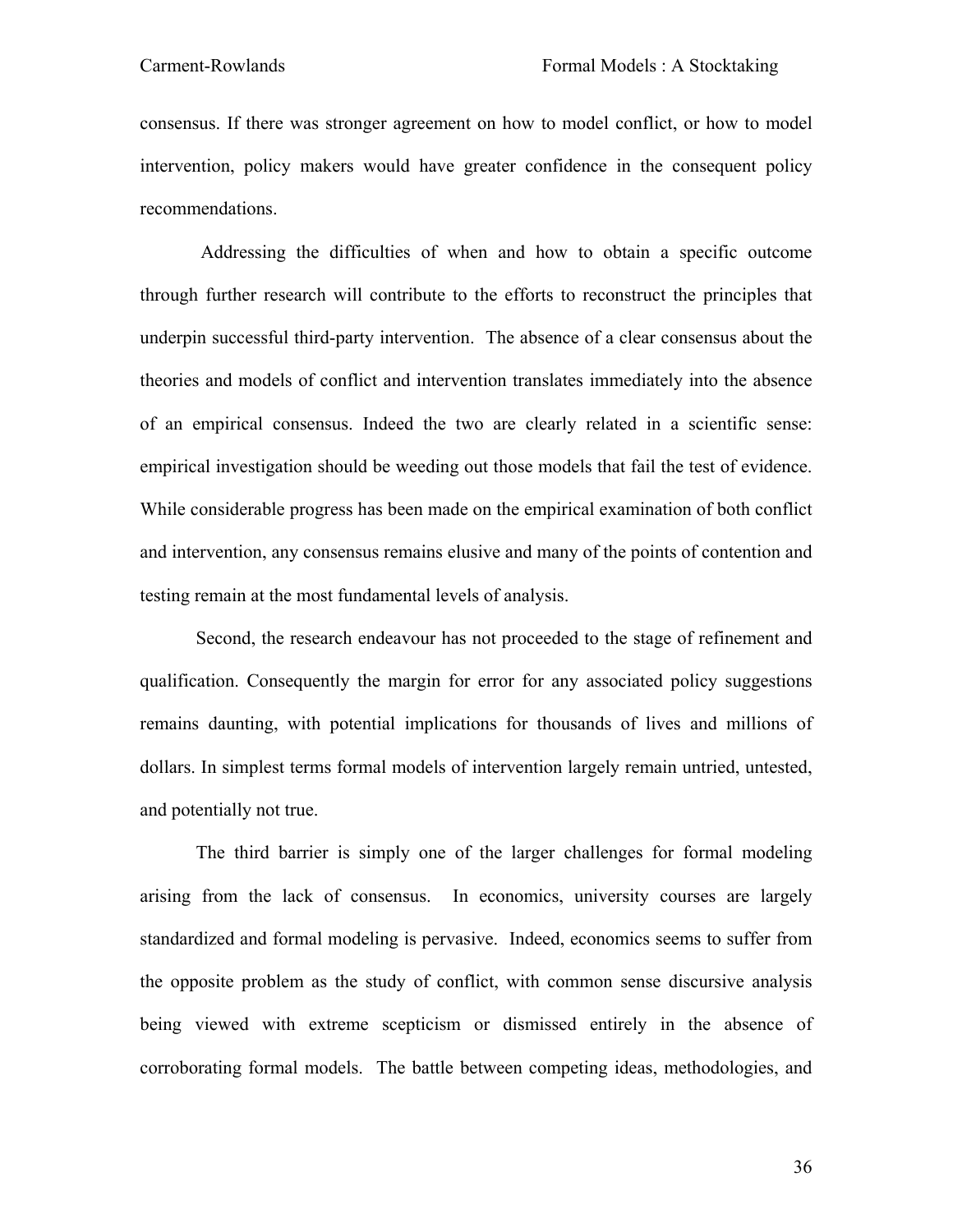consensus. If there was stronger agreement on how to model conflict, or how to model intervention, policy makers would have greater confidence in the consequent policy recommendations.

Addressing the difficulties of when and how to obtain a specific outcome through further research will contribute to the efforts to reconstruct the principles that underpin successful third-party intervention. The absence of a clear consensus about the theories and models of conflict and intervention translates immediately into the absence of an empirical consensus. Indeed the two are clearly related in a scientific sense: empirical investigation should be weeding out those models that fail the test of evidence. While considerable progress has been made on the empirical examination of both conflict and intervention, any consensus remains elusive and many of the points of contention and testing remain at the most fundamental levels of analysis.

Second, the research endeavour has not proceeded to the stage of refinement and qualification. Consequently the margin for error for any associated policy suggestions remains daunting, with potential implications for thousands of lives and millions of dollars. In simplest terms formal models of intervention largely remain untried, untested, and potentially not true.

The third barrier is simply one of the larger challenges for formal modeling arising from the lack of consensus. In economics, university courses are largely standardized and formal modeling is pervasive. Indeed, economics seems to suffer from the opposite problem as the study of conflict, with common sense discursive analysis being viewed with extreme scepticism or dismissed entirely in the absence of corroborating formal models. The battle between competing ideas, methodologies, and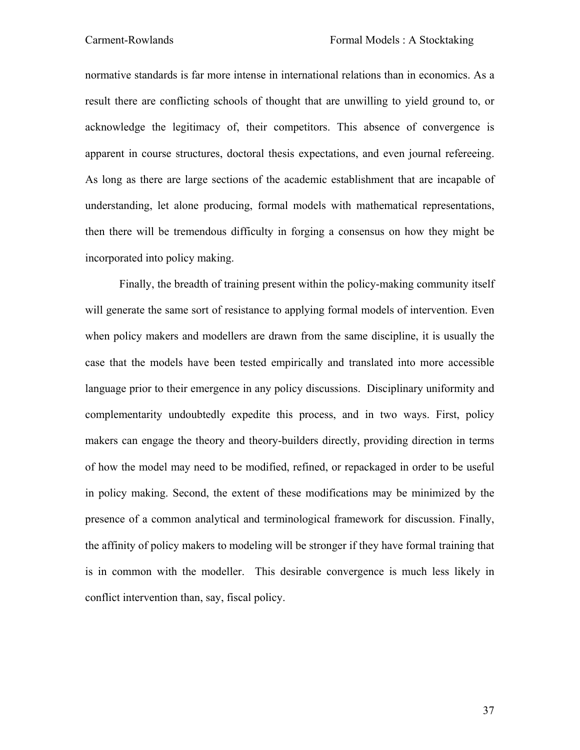normative standards is far more intense in international relations than in economics. As a result there are conflicting schools of thought that are unwilling to yield ground to, or acknowledge the legitimacy of, their competitors. This absence of convergence is apparent in course structures, doctoral thesis expectations, and even journal refereeing. As long as there are large sections of the academic establishment that are incapable of understanding, let alone producing, formal models with mathematical representations, then there will be tremendous difficulty in forging a consensus on how they might be incorporated into policy making.

Finally, the breadth of training present within the policy-making community itself will generate the same sort of resistance to applying formal models of intervention. Even when policy makers and modellers are drawn from the same discipline, it is usually the case that the models have been tested empirically and translated into more accessible language prior to their emergence in any policy discussions. Disciplinary uniformity and complementarity undoubtedly expedite this process, and in two ways. First, policy makers can engage the theory and theory-builders directly, providing direction in terms of how the model may need to be modified, refined, or repackaged in order to be useful in policy making. Second, the extent of these modifications may be minimized by the presence of a common analytical and terminological framework for discussion. Finally, the affinity of policy makers to modeling will be stronger if they have formal training that is in common with the modeller. This desirable convergence is much less likely in conflict intervention than, say, fiscal policy.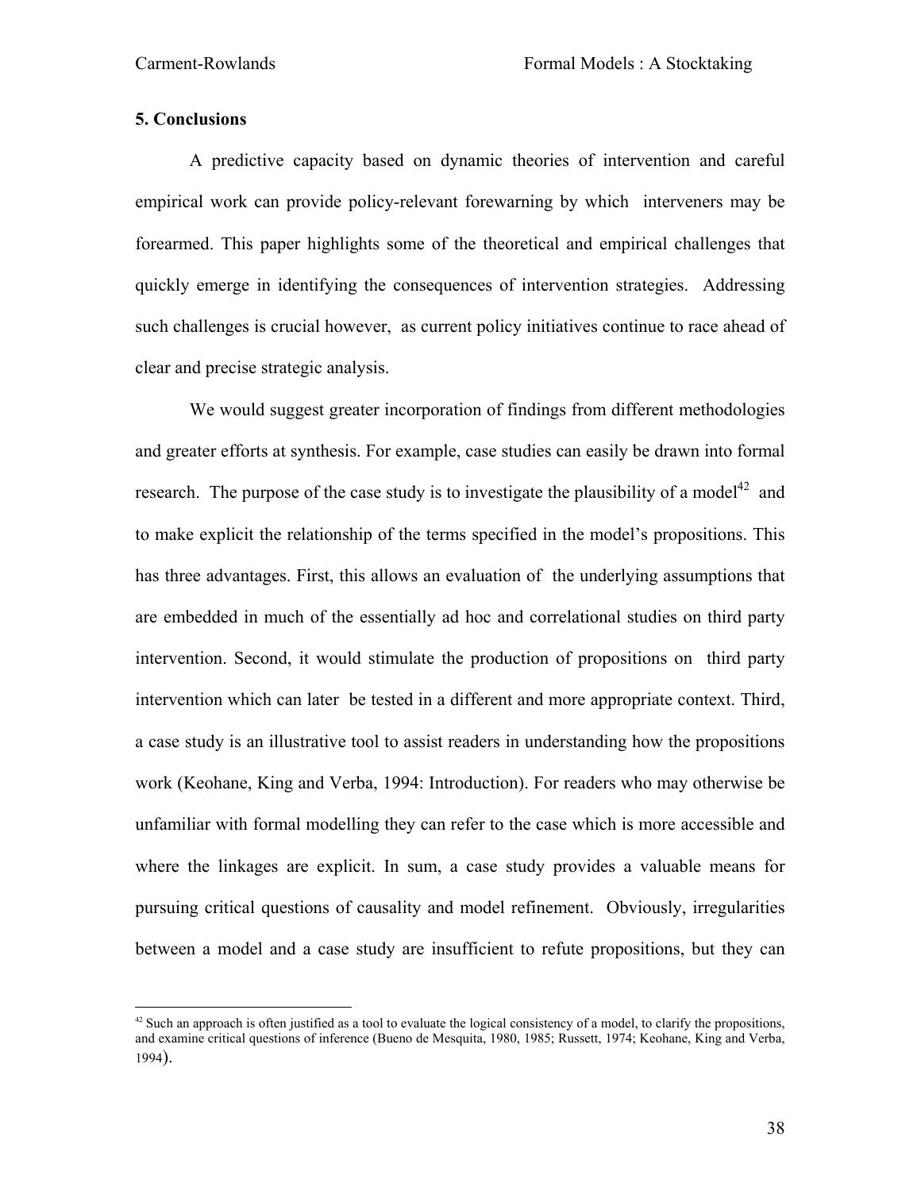## 5. Conclusions

A predictive capacity based on dynamic theories of intervention and careful empirical work can provide policy-relevant forewarning by which interveners may be forearmed. This paper highlights some of the theoretical and empirical challenges that quickly emerge in identifying the consequences of intervention strategies. Addressing such challenges is crucial however, as current policy initiatives continue to race ahead of clear and precise strategic analysis.

We would suggest greater incorporation of findings from different methodologies and greater efforts at synthesis. For example, case studies can easily be drawn into formal research. The purpose of the case study is to investigate the plausibility of a model[42] and to make explicit the relationship of the terms specified in the model's propositions. This has three advantages. First, this allows an evaluation of the underlying assumptions that are embedded in much of the essentially ad hoc and correlational studies on third party intervention. Second, it would stimulate the production of propositions on third party intervention which can later be tested in a different and more appropriate context. Third, a case study is an illustrative tool to assist readers in understanding how the propositions work (Keohane, King and Verba, 1994: Introduction). For readers who may otherwise be unfamiliar with formal modelling they can refer to the case which is more accessible and where the linkages are explicit. In sum, a case study provides a valuable means for pursuing critical questions of causality and model refinement. Obviously, irregularities between a model and a case study are insufficient to refute propositions, but they can

[42] Such an approach is often justified as a tool to evaluate the logical consistency of a model, to clarify the propositions, and examine critical questions of inference (Bueno de Mesquita, 1980, 1985; Russett, 1974; Keohane, King and Verba, 1994).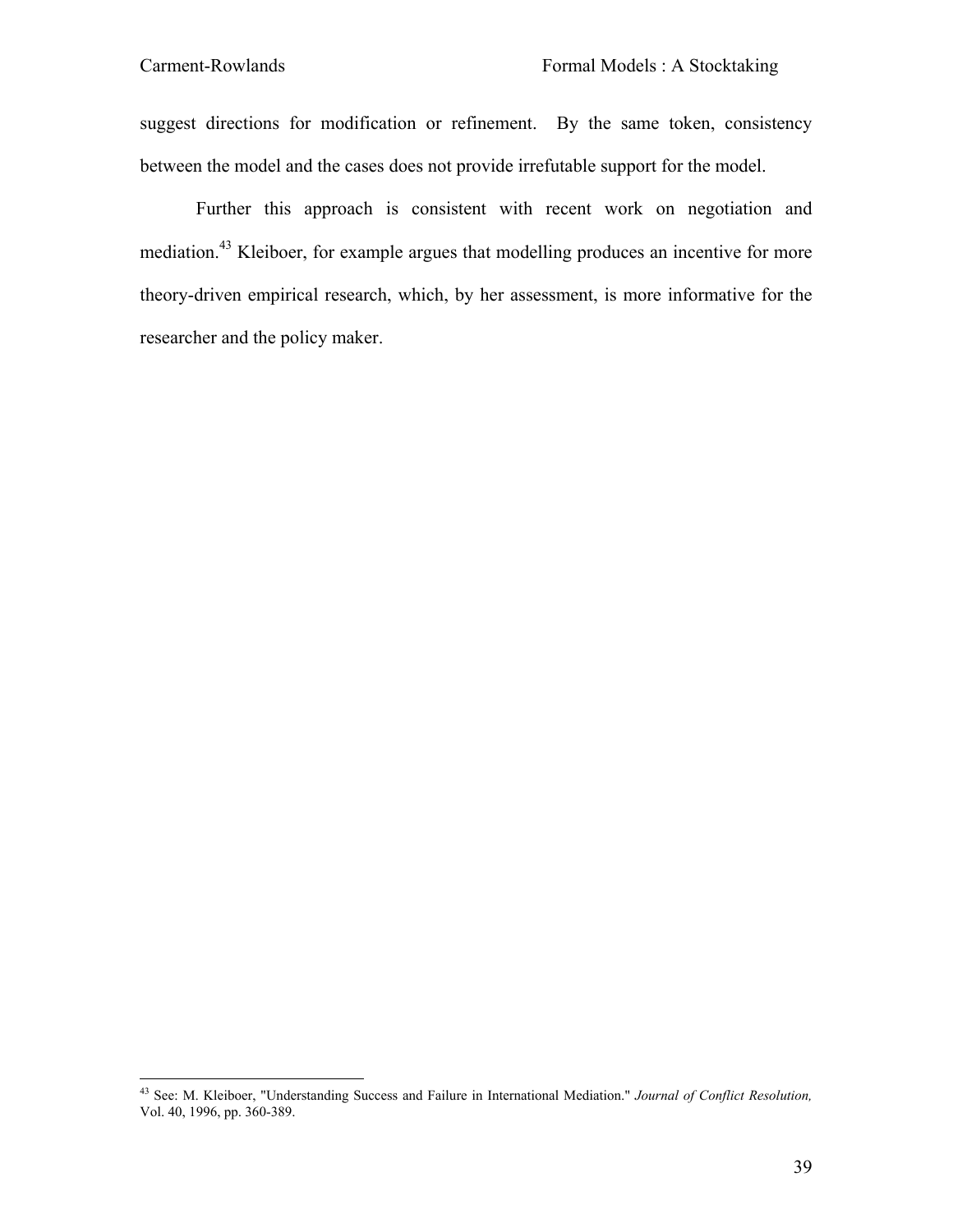suggest directions for modification or refinement. By the same token, consistency between the model and the cases does not provide irrefutable support for the model.

Further this approach is consistent with recent work on negotiation and mediation.[43] Kleiboer, for example argues that modelling produces an incentive for more theory-driven empirical research, which, by her assessment, is more informative for the researcher and the policy maker.

---

[43] See: M. Kleiboer, "Understanding Success and Failure in International Mediation." *Journal of Conflict Resolution,* Vol. 40, 1996, pp. 360-389.